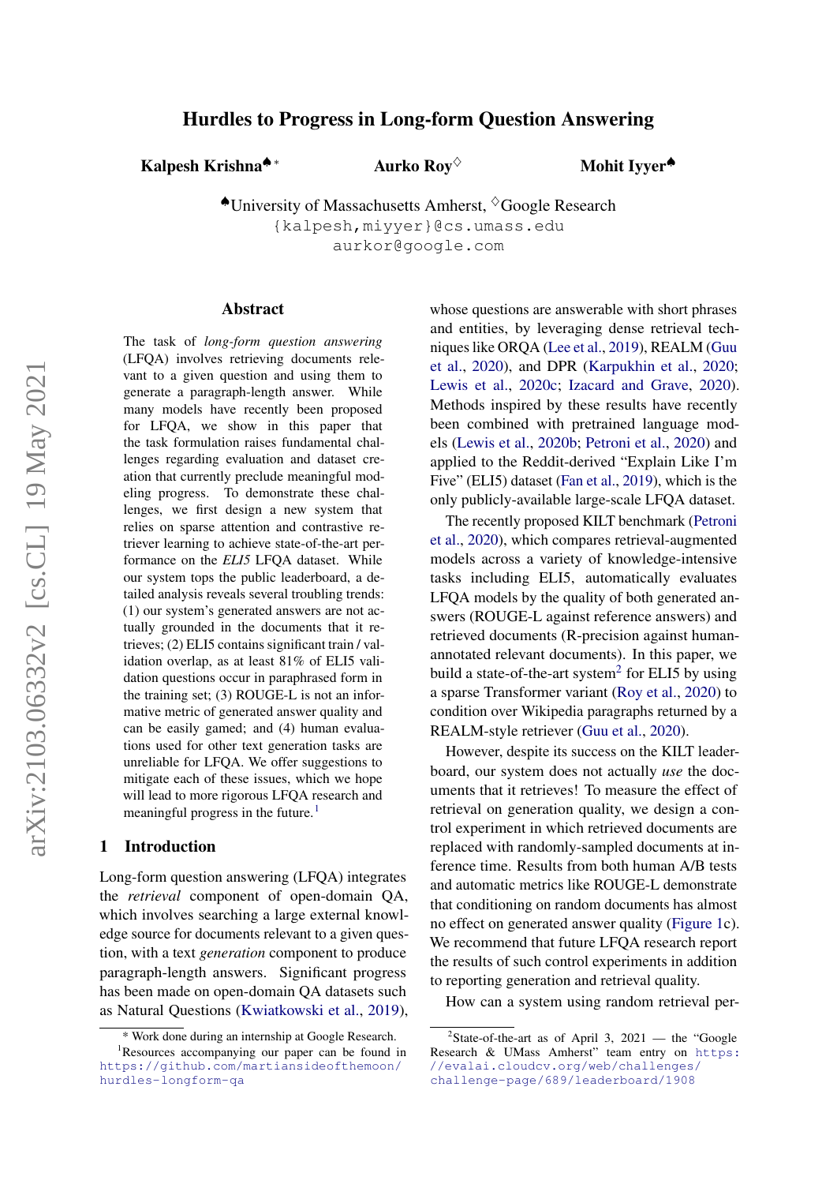# Hurdles to Progress in Long-form Question Answering

**Kalpesh Krishna**[♠*] **Aurko Roy**[♢] **Mohit Iyyer**[♠]

[♠]University of Massachusetts Amherst, [♢]Google Research
{kalpesh,miyyer}@cs.umass.edu
aurkor@google.com

## Abstract

The task of *long-form question answering* (LFQA) involves retrieving documents relevant to a given question and using them to generate a paragraph-length answer. While many models have recently been proposed for LFQA, we show in this paper that the task formulation raises fundamental challenges regarding evaluation and dataset creation that currently preclude meaningful modeling progress. To demonstrate these challenges, we first design a new system that relies on sparse attention and contrastive retriever learning to achieve state-of-the-art performance on the *ELI5* LFQA dataset. While our system tops the public leaderboard, a detailed analysis reveals several troubling trends: (1) our system's generated answers are not actually grounded in the documents that it retrieves; (2) ELI5 contains significant train / validation overlap, as at least 81% of ELI5 validation questions occur in paraphrased form in the training set; (3) ROUGE-L is not an informative metric of generated answer quality and can be easily gamed; and (4) human evaluations used for other text generation tasks are unreliable for LFQA. We offer suggestions to mitigate each of these issues, which we hope will lead to more rigorous LFQA research and meaningful progress in the future.[1]

## 1 Introduction

Long-form question answering (LFQA) integrates the *retrieval* component of open-domain QA, which involves searching a large external knowledge source for documents relevant to a given question, with a text *generation* component to produce paragraph-length answers. Significant progress has been made on open-domain QA datasets such as Natural Questions (Kwiatkowski et al., 2019), whose questions are answerable with short phrases and entities, by leveraging dense retrieval techniques like ORQA (Lee et al., 2019), REALM (Guu et al., 2020), and DPR (Karpukhin et al., 2020; Lewis et al., 2020c; Izacard and Grave, 2020). Methods inspired by these results have recently been combined with pretrained language models (Lewis et al., 2020b; Petroni et al., 2020) and applied to the Reddit-derived "Explain Like I'm Five" (ELI5) dataset (Fan et al., 2019), which is the only publicly-available large-scale LFQA dataset.

The recently proposed KILT benchmark (Petroni et al., 2020), which compares retrieval-augmented models across a variety of knowledge-intensive tasks including ELI5, automatically evaluates LFQA models by the quality of both generated answers (ROUGE-L against reference answers) and retrieved documents (R-precision against human-annotated relevant documents). In this paper, we build a state-of-the-art system[2] for ELI5 by using a sparse Transformer variant (Roy et al., 2020) to condition over Wikipedia paragraphs returned by a REALM-style retriever (Guu et al., 2020).

However, despite its success on the KILT leaderboard, our system does not actually *use* the documents that it retrieves! To measure the effect of retrieval on generation quality, we design a control experiment in which retrieved documents are replaced with randomly-sampled documents at inference time. Results from both human A/B tests and automatic metrics like ROUGE-L demonstrate that conditioning on random documents has almost no effect on generated answer quality (Figure 1c). We recommend that future LFQA research report the results of such control experiments in addition to reporting generation and retrieval quality.

How can a system using random retrieval per-

---

* Work done during an internship at Google Research.

[1]Resources accompanying our paper can be found in https://github.com/martiansideofthemoon/hurdles-longform-qa

[2]State-of-the-art as of April 3, 2021 — the "Google Research & UMass Amherst" team entry on https://evalai.cloudcv.org/web/challenges/challenge-page/689/leaderboard/1908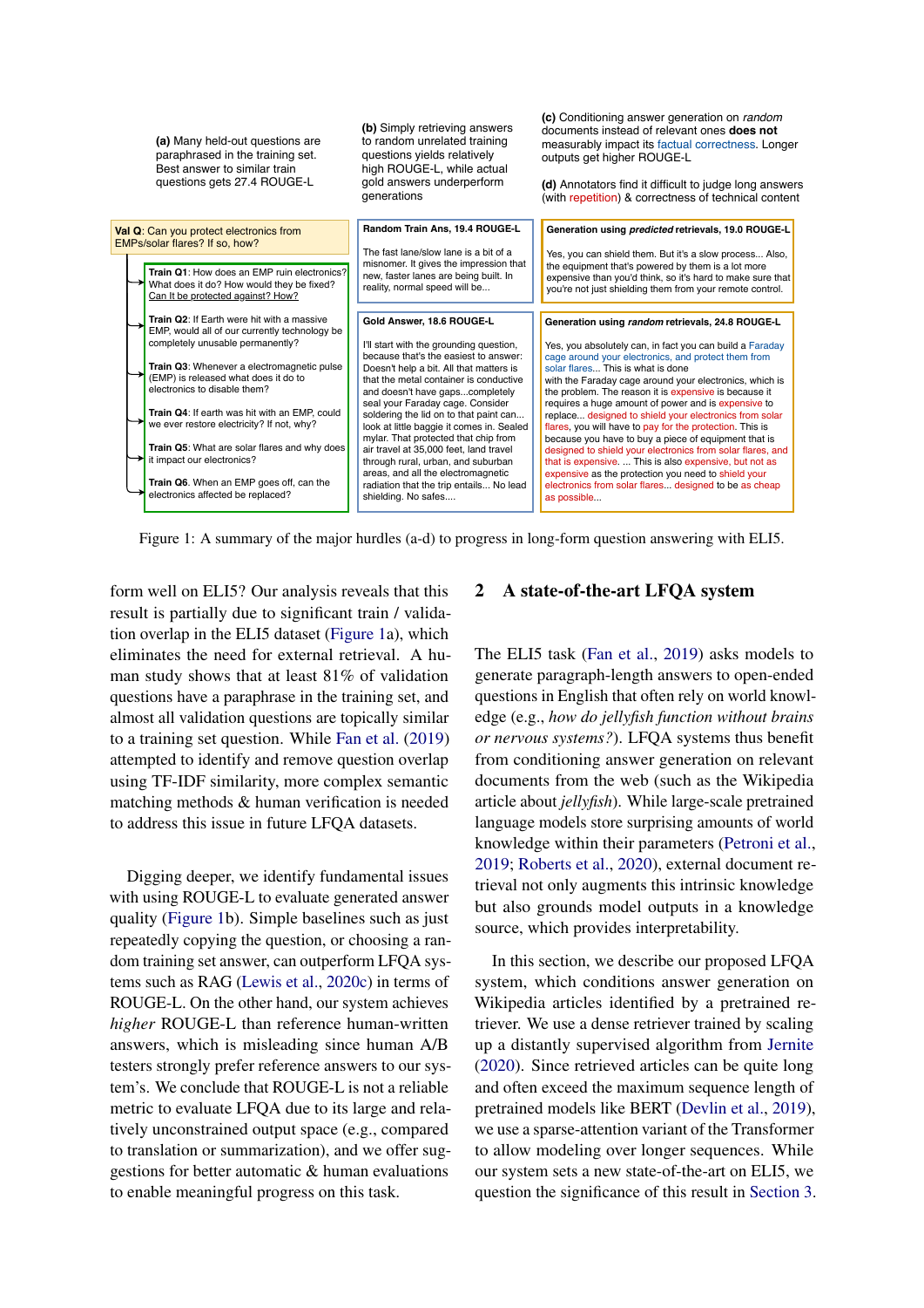(a) Many held-out questions are paraphrased in the training set. Best answer to similar train questions gets 27.4 ROUGE-L

(b) Simply retrieving answers to random unrelated training questions yields relatively high ROUGE-L, while actual gold answers underperform generations

(c) Conditioning answer generation on *random* documents instead of relevant ones **does not** measurably impact its factual correctness. Longer outputs get higher ROUGE-L

(d) Annotators find it difficult to judge long answers (with repetition) & correctness of technical content

**Val Q**: Can you protect electronics from EMPs/solar flares? If so, how?

**Train Q1**: How does an EMP ruin electronics? What does it do? How would they be fixed? Can It be protected against? How?

**Train Q2**: If Earth were hit with a massive EMP, would all of our currently technology be completely unusable permanently?

**Train Q3**: Whenever a electromagnetic pulse (EMP) is released what does it do to electronics to disable them?

**Train Q4**: If earth was hit with an EMP, could we ever restore electricity? If not, why?

**Train Q5**: What are solar flares and why does it impact our electronics?

**Train Q6**. When an EMP goes off, can the electronics affected be replaced?

**Random Train Ans, 19.4 ROUGE-L**

The fast lane/slow lane is a bit of a misnomer. It gives the impression that new, faster lanes are being built. In reality, normal speed will be...

**Gold Answer, 18.6 ROUGE-L**

I'll start with the grounding question, because that's the easiest to answer: Doesn't help a bit. All that matters is that the metal container is conductive and doesn't have gaps...completely seal your Faraday cage. Consider soldering the lid on to that paint can... look at little baggie it comes in. Sealed mylar. That protected that chip from air travel at 35,000 feet, land travel through rural, urban, and suburban areas, and all the electromagnetic radiation that the trip entails... No lead shielding. No safes....

**Generation using *predicted* retrievals, 19.0 ROUGE-L**

Yes, you can shield them. But it's a slow process... Also, the equipment that's powered by them is a lot more expensive than you'd think, so it's hard to make sure that you're not just shielding them from your remote control.

**Generation using *random* retrievals, 24.8 ROUGE-L**

Yes, you absolutely can, in fact you can build a Faraday cage around your electronics, and protect them from solar flares... This is what is done with the Faraday cage around your electronics, which is the problem. The reason it is expensive is because it requires a huge amount of power and is expensive to replace... designed to shield your electronics from solar flares, you will have to pay for the protection. This is because you have to buy a piece of equipment that is designed to shield your electronics from solar flares, and that is expensive. ... This is also expensive, but not as expensive as the protection you need to shield your electronics from solar flares... designed to be as cheap as possible...

Figure 1: A summary of the major hurdles (a-d) to progress in long-form question answering with ELI5.

form well on ELI5? Our analysis reveals that this result is partially due to significant train / validation overlap in the ELI5 dataset (Figure 1a), which eliminates the need for external retrieval. A human study shows that at least 81% of validation questions have a paraphrase in the training set, and almost all validation questions are topically similar to a training set question. While Fan et al. (2019) attempted to identify and remove question overlap using TF-IDF similarity, more complex semantic matching methods & human verification is needed to address this issue in future LFQA datasets.

Digging deeper, we identify fundamental issues with using ROUGE-L to evaluate generated answer quality (Figure 1b). Simple baselines such as just repeatedly copying the question, or choosing a random training set answer, can outperform LFQA systems such as RAG (Lewis et al., 2020c) in terms of ROUGE-L. On the other hand, our system achieves *higher* ROUGE-L than reference human-written answers, which is misleading since human A/B testers strongly prefer reference answers to our system's. We conclude that ROUGE-L is not a reliable metric to evaluate LFQA due to its large and relatively unconstrained output space (e.g., compared to translation or summarization), and we offer suggestions for better automatic & human evaluations to enable meaningful progress on this task.

## 2 A state-of-the-art LFQA system

The ELI5 task (Fan et al., 2019) asks models to generate paragraph-length answers to open-ended questions in English that often rely on world knowledge (e.g., *how do jellyfish function without brains or nervous systems?*). LFQA systems thus benefit from conditioning answer generation on relevant documents from the web (such as the Wikipedia article about *jellyfish*). While large-scale pretrained language models store surprising amounts of world knowledge within their parameters (Petroni et al., 2019; Roberts et al., 2020), external document retrieval not only augments this intrinsic knowledge but also grounds model outputs in a knowledge source, which provides interpretability.

In this section, we describe our proposed LFQA system, which conditions answer generation on Wikipedia articles identified by a pretrained retriever. We use a dense retriever trained by scaling up a distantly supervised algorithm from Jernite (2020). Since retrieved articles can be quite long and often exceed the maximum sequence length of pretrained models like BERT (Devlin et al., 2019), we use a sparse-attention variant of the Transformer to allow modeling over longer sequences. While our system sets a new state-of-the-art on ELI5, we question the significance of this result in Section 3.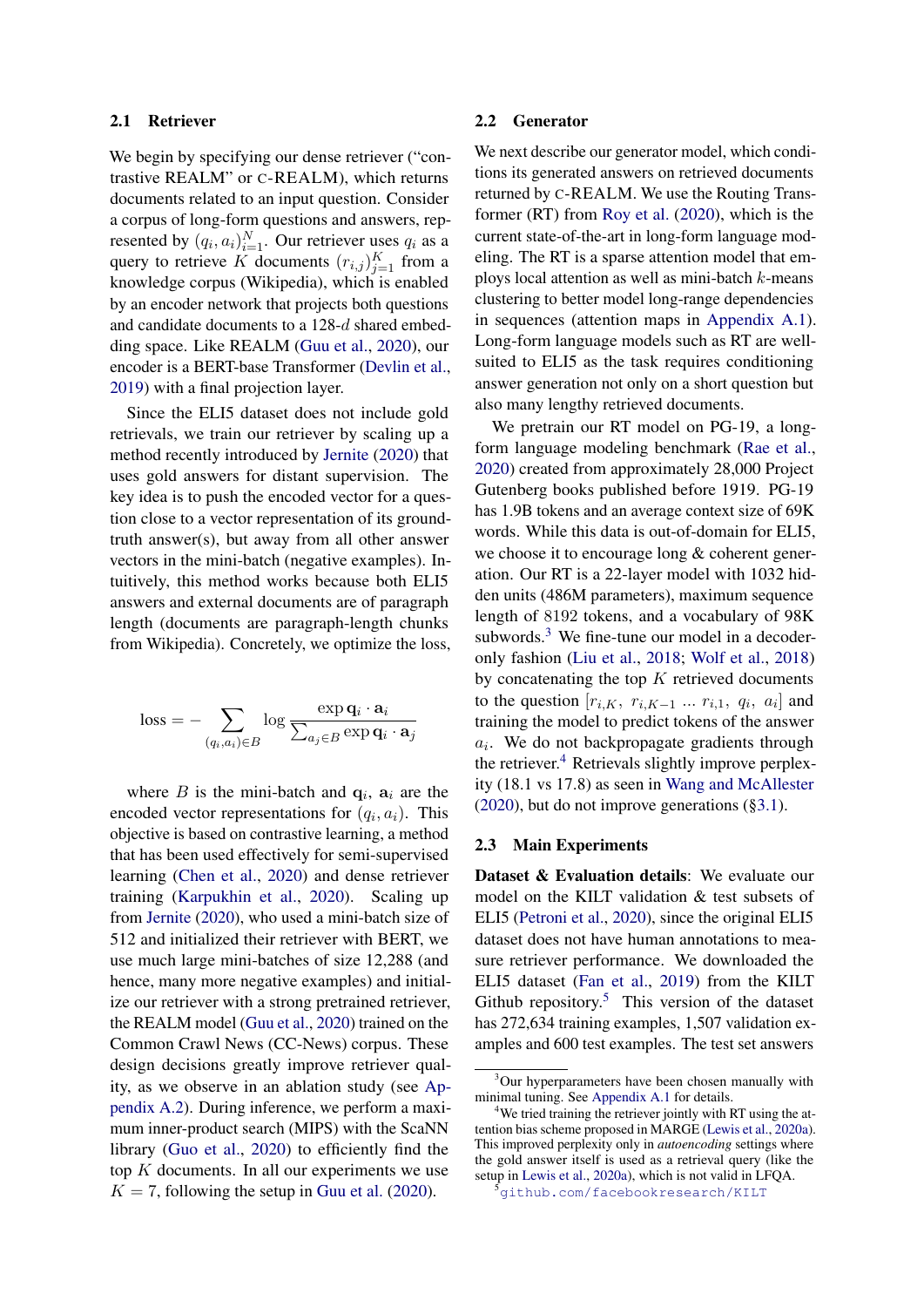### 2.1 Retriever

We begin by specifying our dense retriever ("contrastive REALM" or C-REALM), which returns documents related to an input question. Consider a corpus of long-form questions and answers, represented by $(q_i, a_i)_{i=1}^{N}$. Our retriever uses $q_i$ as a query to retrieve $K$ documents $(r_{i,j})_{j=1}^{K}$ from a knowledge corpus (Wikipedia), which is enabled by an encoder network that projects both questions and candidate documents to a 128-$d$ shared embedding space. Like REALM (Guu et al., 2020), our encoder is a BERT-base Transformer (Devlin et al., 2019) with a final projection layer.

Since the ELI5 dataset does not include gold retrievals, we train our retriever by scaling up a method recently introduced by Jernite (2020) that uses gold answers for distant supervision. The key idea is to push the encoded vector for a question close to a vector representation of its ground-truth answer(s), but away from all other answer vectors in the mini-batch (negative examples). Intuitively, this method works because both ELI5 answers and external documents are of paragraph length (documents are paragraph-length chunks from Wikipedia). Concretely, we optimize the loss,

$$\text{loss} = -\sum_{(q_i,a_i)\in B} \log \frac{\exp \mathbf{q}_i \cdot \mathbf{a}_i}{\sum_{a_j \in B} \exp \mathbf{q}_i \cdot \mathbf{a}_j}$$

where $B$ is the mini-batch and $\mathbf{q}_i$, $\mathbf{a}_i$ are the encoded vector representations for $(q_i, a_i)$. This objective is based on contrastive learning, a method that has been used effectively for semi-supervised learning (Chen et al., 2020) and dense retriever training (Karpukhin et al., 2020). Scaling up from Jernite (2020), who used a mini-batch size of 512 and initialized their retriever with BERT, we use much large mini-batches of size 12,288 (and hence, many more negative examples) and initialize our retriever with a strong pretrained retriever, the REALM model (Guu et al., 2020) trained on the Common Crawl News (CC-News) corpus. These design decisions greatly improve retriever quality, as we observe in an ablation study (see Appendix A.2). During inference, we perform a maximum inner-product search (MIPS) with the ScaNN library (Guo et al., 2020) to efficiently find the top $K$ documents. In all our experiments we use $K = 7$, following the setup in Guu et al. (2020).

### 2.2 Generator

We next describe our generator model, which conditions its generated answers on retrieved documents returned by C-REALM. We use the Routing Transformer (RT) from Roy et al. (2020), which is the current state-of-the-art in long-form language modeling. The RT is a sparse attention model that employs local attention as well as mini-batch $k$-means clustering to better model long-range dependencies in sequences (attention maps in Appendix A.1). Long-form language models such as RT are well-suited to ELI5 as the task requires conditioning answer generation not only on a short question but also many lengthy retrieved documents.

We pretrain our RT model on PG-19, a long-form language modeling benchmark (Rae et al., 2020) created from approximately 28,000 Project Gutenberg books published before 1919. PG-19 has 1.9B tokens and an average context size of 69K words. While this data is out-of-domain for ELI5, we choose it to encourage long & coherent generation. Our RT is a 22-layer model with 1032 hidden units (486M parameters), maximum sequence length of 8192 tokens, and a vocabulary of 98K subwords.[3] We fine-tune our model in a decoder-only fashion (Liu et al., 2018; Wolf et al., 2018) by concatenating the top $K$ retrieved documents to the question $[r_{i,K},\ r_{i,K-1}\ \ldots\ r_{i,1},\ q_i,\ a_i]$ and training the model to predict tokens of the answer $a_i$. We do not backpropagate gradients through the retriever.[4] Retrievals slightly improve perplexity (18.1 vs 17.8) as seen in Wang and McAllester (2020), but do not improve generations (§3.1).

### 2.3 Main Experiments

**Dataset & Evaluation details**: We evaluate our model on the KILT validation & test subsets of ELI5 (Petroni et al., 2020), since the original ELI5 dataset does not have human annotations to measure retriever performance. We downloaded the ELI5 dataset (Fan et al., 2019) from the KILT Github repository.[5] This version of the dataset has 272,634 training examples, 1,507 validation examples and 600 test examples. The test set answers

[3] Our hyperparameters have been chosen manually with minimal tuning. See Appendix A.1 for details.

[4] We tried training the retriever jointly with RT using the attention bias scheme proposed in MARGE (Lewis et al., 2020a). This improved perplexity only in *autoencoding* settings where the gold answer itself is used as a retrieval query (like the setup in Lewis et al., 2020a), which is not valid in LFQA.

[5] github.com/facebookresearch/KILT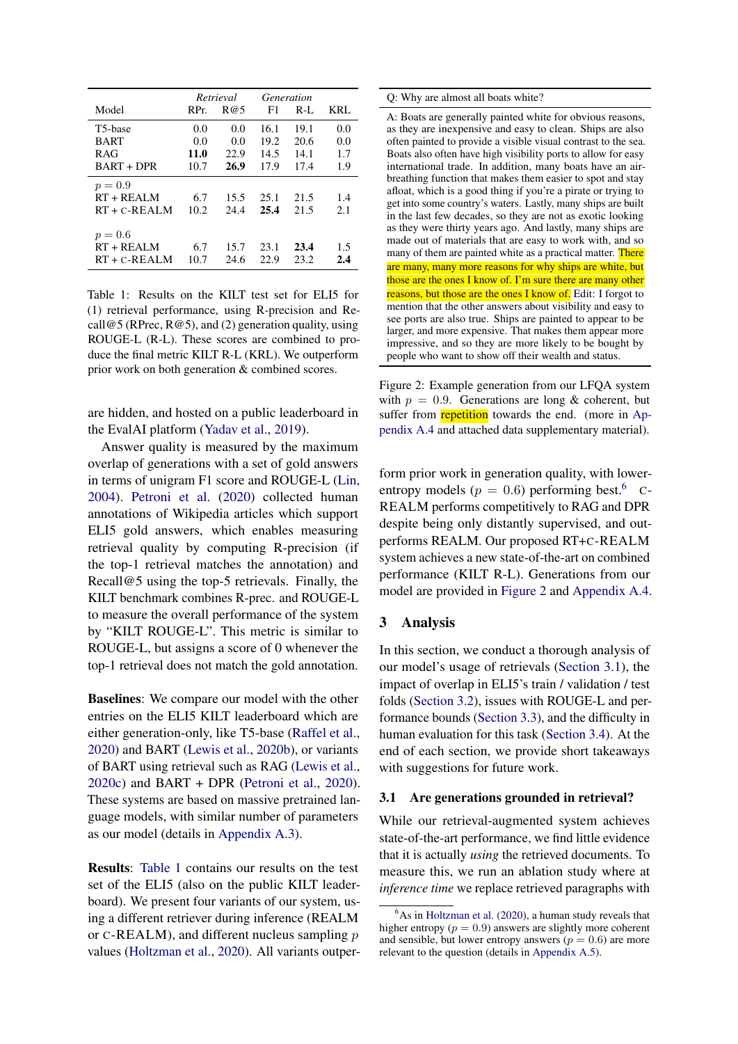| Model | Retrieval RPr. | Retrieval R@5 | Generation F1 | Generation R-L | KRL |
|---|---|---|---|---|---|
| T5-base | 0.0 | 0.0 | 16.1 | 19.1 | 0.0 |
| BART | 0.0 | 0.0 | 19.2 | 20.6 | 0.0 |
| RAG | **11.0** | 22.9 | 14.5 | 14.1 | 1.7 |
| BART + DPR | 10.7 | **26.9** | 17.9 | 17.4 | 1.9 |
| $p = 0.9$ | | | | | |
| RT + REALM | 6.7 | 15.5 | 25.1 | 21.5 | 1.4 |
| RT + C-REALM | 10.2 | 24.4 | **25.4** | 21.5 | 2.1 |
| $p = 0.6$ | | | | | |
| RT + REALM | 6.7 | 15.7 | 23.1 | **23.4** | 1.5 |
| RT + C-REALM | 10.7 | 24.6 | 22.9 | 23.2 | **2.4** |

Table 1: Results on the KILT test set for ELI5 for (1) retrieval performance, using R-precision and Recall@5 (RPrec, R@5), and (2) generation quality, using ROUGE-L (R-L). These scores are combined to produce the final metric KILT R-L (KRL). We outperform prior work on both generation & combined scores.

are hidden, and hosted on a public leaderboard in the EvalAI platform (Yadav et al., 2019).

Answer quality is measured by the maximum overlap of generations with a set of gold answers in terms of unigram F1 score and ROUGE-L (Lin, 2004). Petroni et al. (2020) collected human annotations of Wikipedia articles which support ELI5 gold answers, which enables measuring retrieval quality by computing R-precision (if the top-1 retrieval matches the annotation) and Recall@5 using the top-5 retrievals. Finally, the KILT benchmark combines R-prec. and ROUGE-L to measure the overall performance of the system by "KILT ROUGE-L". This metric is similar to ROUGE-L, but assigns a score of 0 whenever the top-1 retrieval does not match the gold annotation.

**Baselines**: We compare our model with the other entries on the ELI5 KILT leaderboard which are either generation-only, like T5-base (Raffel et al., 2020) and BART (Lewis et al., 2020b), or variants of BART using retrieval such as RAG (Lewis et al., 2020c) and BART + DPR (Petroni et al., 2020). These systems are based on massive pretrained language models, with similar number of parameters as our model (details in Appendix A.3).

**Results**: Table 1 contains our results on the test set of the ELI5 (also on the public KILT leaderboard). We present four variants of our system, using a different retriever during inference (REALM or C-REALM), and different nucleus sampling $p$ values (Holtzman et al., 2020). All variants outperform prior work in generation quality, with lower-entropy models ($p = 0.6$) performing best.[6] C-REALM performs competitively to RAG and DPR despite being only distantly supervised, and outperforms REALM. Our proposed RT+C-REALM system achieves a new state-of-the-art on combined performance (KILT R-L). Generations from our model are provided in Figure 2 and Appendix A.4.

---

Q: Why are almost all boats white?

A: Boats are generally painted white for obvious reasons, as they are inexpensive and easy to clean. Ships are also often painted to provide a visible visual contrast to the sea. Boats also often have high visibility ports to allow for easy international trade. In addition, many boats have an air-breathing function that makes them easier to spot and stay afloat, which is a good thing if you're a pirate or trying to get into some country's waters. Lastly, many ships are built in the last few decades, so they are not as exotic looking as they were thirty years ago. And lastly, many ships are made out of materials that are easy to work with, and so many of them are painted white as a practical matter. There are many, many more reasons for why ships are white, but those are the ones I know of. I'm sure there are many other reasons, but those are the ones I know of. Edit: I forgot to mention that the other answers about visibility and easy to see ports are also true. Ships are painted to appear to be larger, and more expensive. That makes them appear more impressive, and so they are more likely to be bought by people who want to show off their wealth and status.

---

Figure 2: Example generation from our LFQA system with $p = 0.9$. Generations are long & coherent, but suffer from repetition towards the end. (more in Appendix A.4 and attached data supplementary material).

## 3 Analysis

In this section, we conduct a thorough analysis of our model's usage of retrievals (Section 3.1), the impact of overlap in ELI5's train / validation / test folds (Section 3.2), issues with ROUGE-L and performance bounds (Section 3.3), and the difficulty in human evaluation for this task (Section 3.4). At the end of each section, we provide short takeaways with suggestions for future work.

### 3.1 Are generations grounded in retrieval?

While our retrieval-augmented system achieves state-of-the-art performance, we find little evidence that it is actually *using* the retrieved documents. To measure this, we run an ablation study where at *inference time* we replace retrieved paragraphs with

[6] As in Holtzman et al. (2020), a human study reveals that higher entropy ($p = 0.9$) answers are slightly more coherent and sensible, but lower entropy answers ($p = 0.6$) are more relevant to the question (details in Appendix A.5).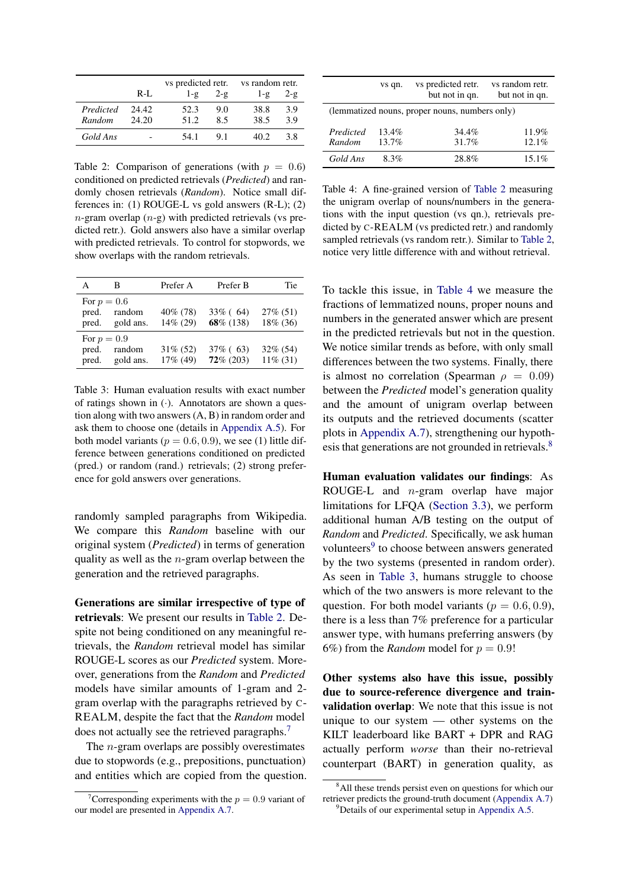| | R-L | vs predicted retr. | | vs random retr. | |
|---|---|---|---|---|---|
| | | 1-g | 2-g | 1-g | 2-g |
| *Predicted* | 24.42 | 52.3 | 9.0 | 38.8 | 3.9 |
| *Random* | 24.20 | 51.2 | 8.5 | 38.5 | 3.9 |
| *Gold Ans* | - | 54.1 | 9.1 | 40.2 | 3.8 |

Table 2: Comparison of generations (with $p = 0.6$) conditioned on predicted retrievals (*Predicted*) and randomly chosen retrievals (*Random*). Notice small differences in: (1) ROUGE-L vs gold answers (R-L); (2) $n$-gram overlap ($n$-g) with predicted retrievals (vs predicted retr.). Gold answers also have a similar overlap with predicted retrievals. To control for stopwords, we show overlaps with the random retrievals.

| A | B | Prefer A | Prefer B | Tie |
|---|---|---|---|---|
| For $p = 0.6$ | | | | |
| pred. | random | 40% (78) | 33% ( 64) | 27% (51) |
| pred. | gold ans. | 14% (29) | **68**% (138) | 18% (36) |
| For $p = 0.9$ | | | | |
| pred. | random | 31% (52) | 37% ( 63) | 32% (54) |
| pred. | gold ans. | 17% (49) | **72**% (203) | 11% (31) |

Table 3: Human evaluation results with exact number of ratings shown in $(\cdot)$. Annotators are shown a question along with two answers (A, B) in random order and ask them to choose one (details in Appendix A.5). For both model variants ($p = 0.6, 0.9$), we see (1) little difference between generations conditioned on predicted (pred.) or random (rand.) retrievals; (2) strong preference for gold answers over generations.

randomly sampled paragraphs from Wikipedia. We compare this *Random* baseline with our original system (*Predicted*) in terms of generation quality as well as the $n$-gram overlap between the generation and the retrieved paragraphs.

**Generations are similar irrespective of type of retrievals**: We present our results in Table 2. Despite not being conditioned on any meaningful retrievals, the *Random* retrieval model has similar ROUGE-L scores as our *Predicted* system. Moreover, generations from the *Random* and *Predicted* models have similar amounts of 1-gram and 2-gram overlap with the paragraphs retrieved by C-REALM, despite the fact that the *Random* model does not actually see the retrieved paragraphs.[7]

The $n$-gram overlaps are possibly overestimates due to stopwords (e.g., prepositions, punctuation) and entities which are copied from the question.

[7]Corresponding experiments with the $p = 0.9$ variant of our model are presented in Appendix A.7.

| | vs qn. | vs predicted retr. but not in qn. | vs random retr. but not in qn. |
|---|---|---|---|
| (lemmatized nouns, proper nouns, numbers only) | | | |
| *Predicted* | 13.4% | 34.4% | 11.9% |
| *Random* | 13.7% | 31.7% | 12.1% |
| *Gold Ans* | 8.3% | 28.8% | 15.1% |

Table 4: A fine-grained version of Table 2 measuring the unigram overlap of nouns/numbers in the generations with the input question (vs qn.), retrievals predicted by C-REALM (vs predicted retr.) and randomly sampled retrievals (vs random retr.). Similar to Table 2, notice very little difference with and without retrieval.

To tackle this issue, in Table 4 we measure the fractions of lemmatized nouns, proper nouns and numbers in the generated answer which are present in the predicted retrievals but not in the question. We notice similar trends as before, with only small differences between the two systems. Finally, there is almost no correlation (Spearman $\rho = 0.09$) between the *Predicted* model's generation quality and the amount of unigram overlap between its outputs and the retrieved documents (scatter plots in Appendix A.7), strengthening our hypothesis that generations are not grounded in retrievals.[8]

**Human evaluation validates our findings**: As ROUGE-L and $n$-gram overlap have major limitations for LFQA (Section 3.3), we perform additional human A/B testing on the output of *Random* and *Predicted*. Specifically, we ask human volunteers[9] to choose between answers generated by the two systems (presented in random order). As seen in Table 3, humans struggle to choose which of the two answers is more relevant to the question. For both model variants ($p = 0.6, 0.9$), there is a less than 7% preference for a particular answer type, with humans preferring answers (by 6%) from the *Random* model for $p = 0.9$!

**Other systems also have this issue, possibly due to source-reference divergence and train-validation overlap**: We note that this issue is not unique to our system — other systems on the KILT leaderboard like BART + DPR and RAG actually perform *worse* than their no-retrieval counterpart (BART) in generation quality, as

[8]All these trends persist even on questions for which our retriever predicts the ground-truth document (Appendix A.7)

[9]Details of our experimental setup in Appendix A.5.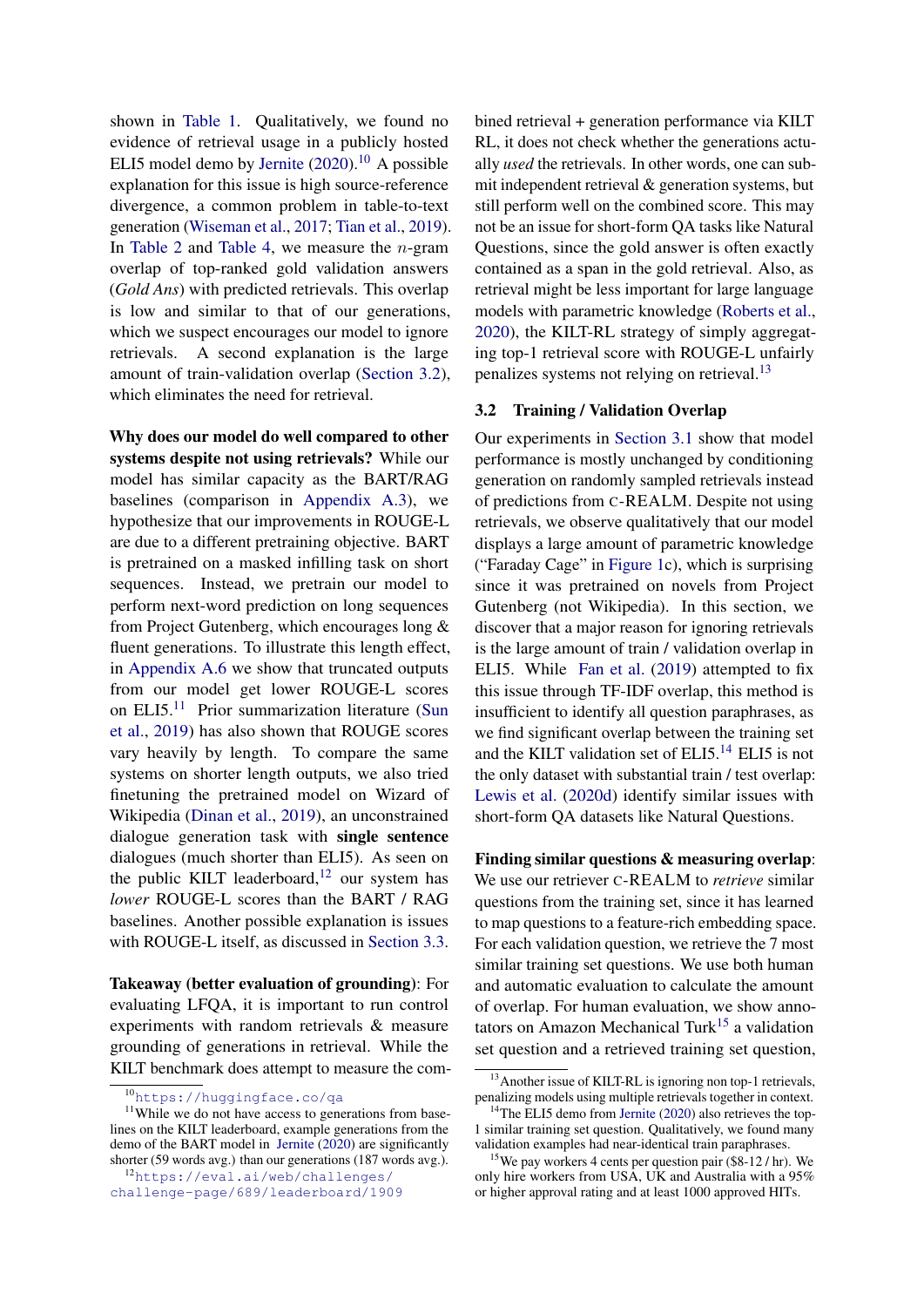shown in Table 1. Qualitatively, we found no evidence of retrieval usage in a publicly hosted ELI5 model demo by Jernite (2020).[10] A possible explanation for this issue is high source-reference divergence, a common problem in table-to-text generation (Wiseman et al., 2017; Tian et al., 2019). In Table 2 and Table 4, we measure the $n$-gram overlap of top-ranked gold validation answers (*Gold Ans*) with predicted retrievals. This overlap is low and similar to that of our generations, which we suspect encourages our model to ignore retrievals. A second explanation is the large amount of train-validation overlap (Section 3.2), which eliminates the need for retrieval.

**Why does our model do well compared to other systems despite not using retrievals?** While our model has similar capacity as the BART/RAG baselines (comparison in Appendix A.3), we hypothesize that our improvements in ROUGE-L are due to a different pretraining objective. BART is pretrained on a masked infilling task on short sequences. Instead, we pretrain our model to perform next-word prediction on long sequences from Project Gutenberg, which encourages long & fluent generations. To illustrate this length effect, in Appendix A.6 we show that truncated outputs from our model get lower ROUGE-L scores on ELI5.[11] Prior summarization literature (Sun et al., 2019) has also shown that ROUGE scores vary heavily by length. To compare the same systems on shorter length outputs, we also tried finetuning the pretrained model on Wizard of Wikipedia (Dinan et al., 2019), an unconstrained dialogue generation task with **single sentence** dialogues (much shorter than ELI5). As seen on the public KILT leaderboard,[12] our system has *lower* ROUGE-L scores than the BART / RAG baselines. Another possible explanation is issues with ROUGE-L itself, as discussed in Section 3.3.

**Takeaway (better evaluation of grounding)**: For evaluating LFQA, it is important to run control experiments with random retrievals & measure grounding of generations in retrieval. While the KILT benchmark does attempt to measure the combined retrieval + generation performance via KILT RL, it does not check whether the generations actually *used* the retrievals. In other words, one can submit independent retrieval & generation systems, but still perform well on the combined score. This may not be an issue for short-form QA tasks like Natural Questions, since the gold answer is often exactly contained as a span in the gold retrieval. Also, as retrieval might be less important for large language models with parametric knowledge (Roberts et al., 2020), the KILT-RL strategy of simply aggregating top-1 retrieval score with ROUGE-L unfairly penalizes systems not relying on retrieval.[13]

### 3.2 Training / Validation Overlap

Our experiments in Section 3.1 show that model performance is mostly unchanged by conditioning generation on randomly sampled retrievals instead of predictions from C-REALM. Despite not using retrievals, we observe qualitatively that our model displays a large amount of parametric knowledge ("Faraday Cage" in Figure 1c), which is surprising since it was pretrained on novels from Project Gutenberg (not Wikipedia). In this section, we discover that a major reason for ignoring retrievals is the large amount of train / validation overlap in ELI5. While Fan et al. (2019) attempted to fix this issue through TF-IDF overlap, this method is insufficient to identify all question paraphrases, as we find significant overlap between the training set and the KILT validation set of ELI5.[14] ELI5 is not the only dataset with substantial train / test overlap: Lewis et al. (2020d) identify similar issues with short-form QA datasets like Natural Questions.

**Finding similar questions & measuring overlap**: We use our retriever C-REALM to *retrieve* similar questions from the training set, since it has learned to map questions to a feature-rich embedding space. For each validation question, we retrieve the 7 most similar training set questions. We use both human and automatic evaluation to calculate the amount of overlap. For human evaluation, we show annotators on Amazon Mechanical Turk[15] a validation set question and a retrieved training set question,

---

[10] https://huggingface.co/qa

[11] While we do not have access to generations from baselines on the KILT leaderboard, example generations from the demo of the BART model in Jernite (2020) are significantly shorter (59 words avg.) than our generations (187 words avg.).

[12] https://eval.ai/web/challenges/challenge-page/689/leaderboard/1909

[13] Another issue of KILT-RL is ignoring non top-1 retrievals, penalizing models using multiple retrievals together in context.

[14] The ELI5 demo from Jernite (2020) also retrieves the top-1 similar training set question. Qualitatively, we found many validation examples had near-identical train paraphrases.

[15] We pay workers 4 cents per question pair ($8-12 / hr). We only hire workers from USA, UK and Australia with a 95% or higher approval rating and at least 1000 approved HITs.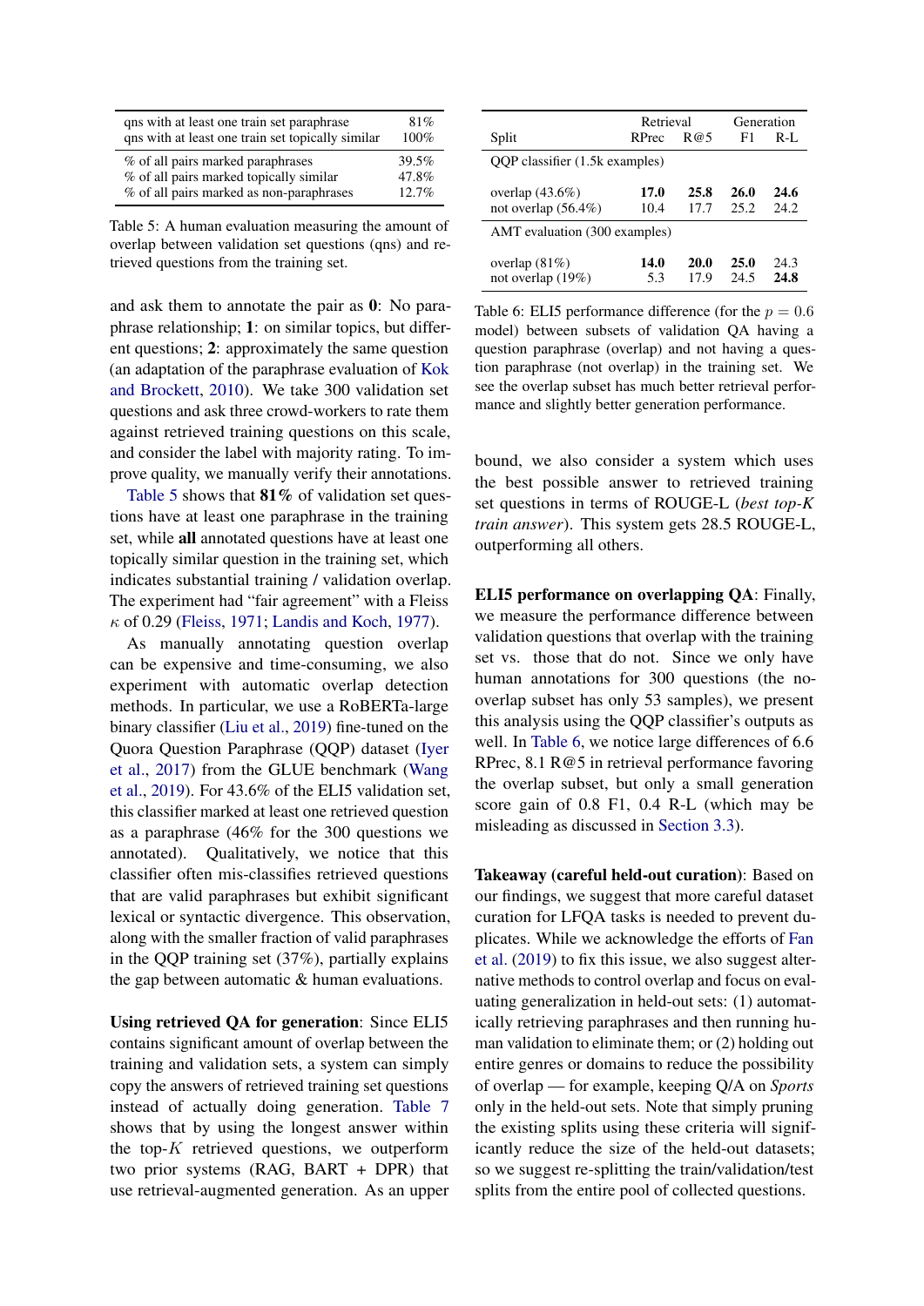| qns with at least one train set paraphrase | 81% |
|---|---|
| qns with at least one train set topically similar | 100% |
| % of all pairs marked paraphrases | 39.5% |
| % of all pairs marked topically similar | 47.8% |
| % of all pairs marked as non-paraphrases | 12.7% |

Table 5: A human evaluation measuring the amount of overlap between validation set questions (qns) and retrieved questions from the training set.

and ask them to annotate the pair as **0**: No paraphrase relationship; **1**: on similar topics, but different questions; **2**: approximately the same question (an adaptation of the paraphrase evaluation of Kok and Brockett, 2010). We take 300 validation set questions and ask three crowd-workers to rate them against retrieved training questions on this scale, and consider the label with majority rating. To improve quality, we manually verify their annotations.

Table 5 shows that **81%** of validation set questions have at least one paraphrase in the training set, while **all** annotated questions have at least one topically similar question in the training set, which indicates substantial training / validation overlap. The experiment had "fair agreement" with a Fleiss $\kappa$ of 0.29 (Fleiss, 1971; Landis and Koch, 1977).

As manually annotating question overlap can be expensive and time-consuming, we also experiment with automatic overlap detection methods. In particular, we use a RoBERTa-large binary classifier (Liu et al., 2019) fine-tuned on the Quora Question Paraphrase (QQP) dataset (Iyer et al., 2017) from the GLUE benchmark (Wang et al., 2019). For 43.6% of the ELI5 validation set, this classifier marked at least one retrieved question as a paraphrase (46% for the 300 questions we annotated). Qualitatively, we notice that this classifier often mis-classifies retrieved questions that are valid paraphrases but exhibit significant lexical or syntactic divergence. This observation, along with the smaller fraction of valid paraphrases in the QQP training set (37%), partially explains the gap between automatic & human evaluations.

**Using retrieved QA for generation**: Since ELI5 contains significant amount of overlap between the training and validation sets, a system can simply copy the answers of retrieved training set questions instead of actually doing generation. Table 7 shows that by using the longest answer within the top-$K$ retrieved questions, we outperform two prior systems (RAG, BART + DPR) that use retrieval-augmented generation. As an upper bound, we also consider a system which uses the best possible answer to retrieved training set questions in terms of ROUGE-L (*best top-K train answer*). This system gets 28.5 ROUGE-L, outperforming all others.

| Split | Retrieval RPrec | Retrieval R@5 | Generation F1 | Generation R-L |
|---|---|---|---|---|
| QQP classifier (1.5k examples) | | | | |
| overlap (43.6%) | **17.0** | **25.8** | **26.0** | **24.6** |
| not overlap (56.4%) | 10.4 | 17.7 | 25.2 | 24.2 |
| AMT evaluation (300 examples) | | | | |
| overlap (81%) | **14.0** | **20.0** | **25.0** | 24.3 |
| not overlap (19%) | 5.3 | 17.9 | 24.5 | **24.8** |

Table 6: ELI5 performance difference (for the $p = 0.6$ model) between subsets of validation QA having a question paraphrase (overlap) and not having a question paraphrase (not overlap) in the training set. We see the overlap subset has much better retrieval performance and slightly better generation performance.

**ELI5 performance on overlapping QA**: Finally, we measure the performance difference between validation questions that overlap with the training set vs. those that do not. Since we only have human annotations for 300 questions (the no-overlap subset has only 53 samples), we present this analysis using the QQP classifier's outputs as well. In Table 6, we notice large differences of 6.6 RPrec, 8.1 R@5 in retrieval performance favoring the overlap subset, but only a small generation score gain of 0.8 F1, 0.4 R-L (which may be misleading as discussed in Section 3.3).

**Takeaway (careful held-out curation)**: Based on our findings, we suggest that more careful dataset curation for LFQA tasks is needed to prevent duplicates. While we acknowledge the efforts of Fan et al. (2019) to fix this issue, we also suggest alternative methods to control overlap and focus on evaluating generalization in held-out sets: (1) automatically retrieving paraphrases and then running human validation to eliminate them; or (2) holding out entire genres or domains to reduce the possibility of overlap — for example, keeping Q/A on *Sports* only in the held-out sets. Note that simply pruning the existing splits using these criteria will significantly reduce the size of the held-out datasets; so we suggest re-splitting the train/validation/test splits from the entire pool of collected questions.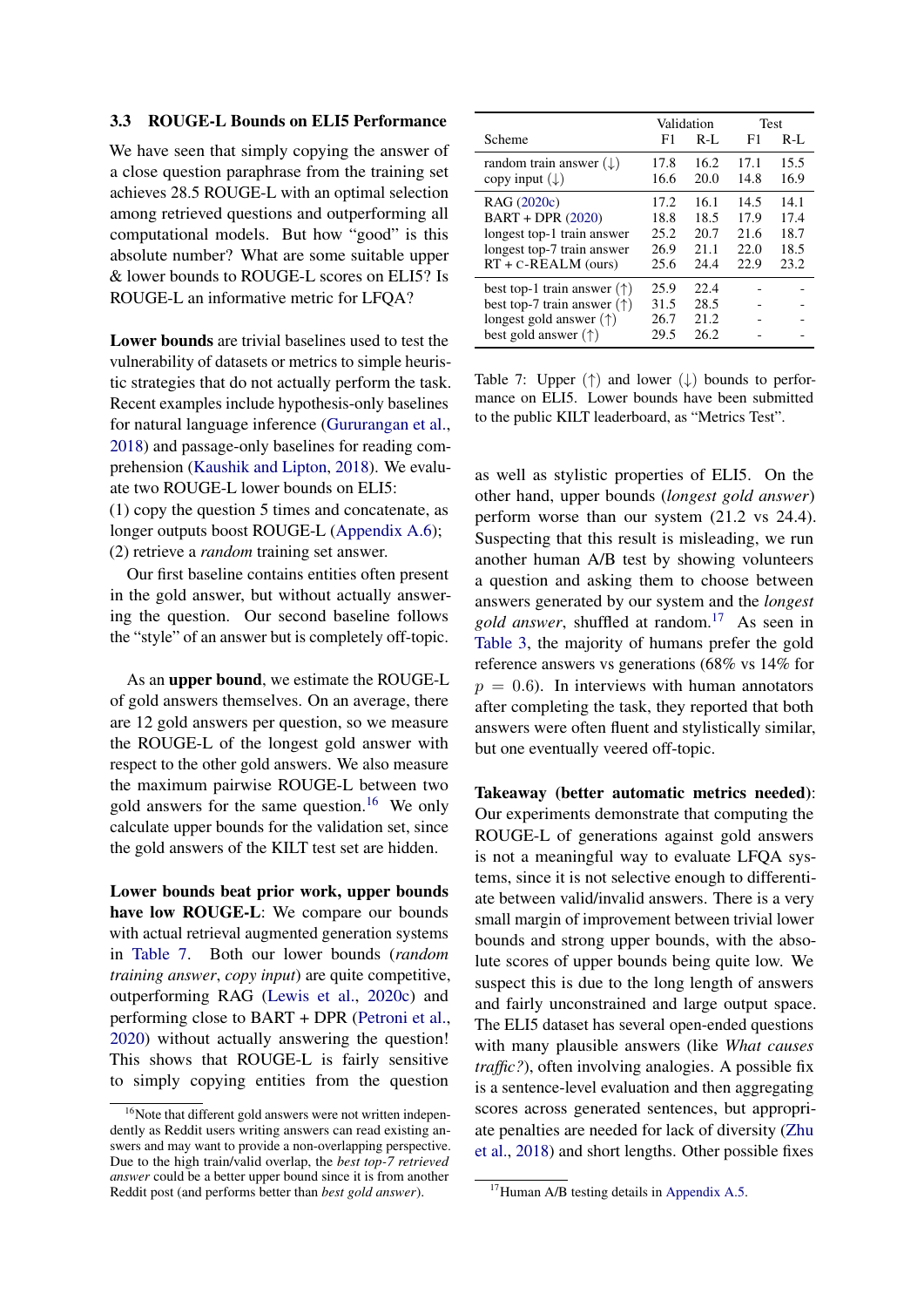### 3.3 ROUGE-L Bounds on ELI5 Performance

We have seen that simply copying the answer of a close question paraphrase from the training set achieves 28.5 ROUGE-L with an optimal selection among retrieved questions and outperforming all computational models. But how "good" is this absolute number? What are some suitable upper & lower bounds to ROUGE-L scores on ELI5? Is ROUGE-L an informative metric for LFQA?

**Lower bounds** are trivial baselines used to test the vulnerability of datasets or metrics to simple heuristic strategies that do not actually perform the task. Recent examples include hypothesis-only baselines for natural language inference (Gururangan et al., 2018) and passage-only baselines for reading comprehension (Kaushik and Lipton, 2018). We evaluate two ROUGE-L lower bounds on ELI5:
(1) copy the question 5 times and concatenate, as longer outputs boost ROUGE-L (Appendix A.6);
(2) retrieve a *random* training set answer.

Our first baseline contains entities often present in the gold answer, but without actually answering the question. Our second baseline follows the "style" of an answer but is completely off-topic.

As an **upper bound**, we estimate the ROUGE-L of gold answers themselves. On an average, there are 12 gold answers per question, so we measure the ROUGE-L of the longest gold answer with respect to the other gold answers. We also measure the maximum pairwise ROUGE-L between two gold answers for the same question.[16] We only calculate upper bounds for the validation set, since the gold answers of the KILT test set are hidden.

**Lower bounds beat prior work, upper bounds have low ROUGE-L**: We compare our bounds with actual retrieval augmented generation systems in Table 7. Both our lower bounds (*random training answer*, *copy input*) are quite competitive, outperforming RAG (Lewis et al., 2020c) and performing close to BART + DPR (Petroni et al., 2020) without actually answering the question! This shows that ROUGE-L is fairly sensitive to simply copying entities from the question as well as stylistic properties of ELI5. On the other hand, upper bounds (*longest gold answer*) perform worse than our system (21.2 vs 24.4). Suspecting that this result is misleading, we run another human A/B test by showing volunteers a question and asking them to choose between answers generated by our system and the *longest gold answer*, shuffled at random.[17] As seen in Table 3, the majority of humans prefer the gold reference answers vs generations (68% vs 14% for $p = 0.6$). In interviews with human annotators after completing the task, they reported that both answers were often fluent and stylistically similar, but one eventually veered off-topic.

| Scheme | Validation | | Test | |
|---|---|---|---|---|
| | F1 | R-L | F1 | R-L |
| random train answer (↓) | 17.8 | 16.2 | 17.1 | 15.5 |
| copy input (↓) | 16.6 | 20.0 | 14.8 | 16.9 |
| RAG (2020c) | 17.2 | 16.1 | 14.5 | 14.1 |
| BART + DPR (2020) | 18.8 | 18.5 | 17.9 | 17.4 |
| longest top-1 train answer | 25.2 | 20.7 | 21.6 | 18.7 |
| longest top-7 train answer | 26.9 | 21.1 | 22.0 | 18.5 |
| RT + C-REALM (ours) | 25.6 | 24.4 | 22.9 | 23.2 |
| best top-1 train answer (↑) | 25.9 | 22.4 | - | - |
| best top-7 train answer (↑) | 31.5 | 28.5 | - | - |
| longest gold answer (↑) | 26.7 | 21.2 | - | - |
| best gold answer (↑) | 29.5 | 26.2 | - | - |

Table 7: Upper (↑) and lower (↓) bounds to performance on ELI5. Lower bounds have been submitted to the public KILT leaderboard, as "Metrics Test".

**Takeaway (better automatic metrics needed)**: Our experiments demonstrate that computing the ROUGE-L of generations against gold answers is not a meaningful way to evaluate LFQA systems, since it is not selective enough to differentiate between valid/invalid answers. There is a very small margin of improvement between trivial lower bounds and strong upper bounds, with the absolute scores of upper bounds being quite low. We suspect this is due to the long length of answers and fairly unconstrained and large output space. The ELI5 dataset has several open-ended questions with many plausible answers (like *What causes traffic?*), often involving analogies. A possible fix is a sentence-level evaluation and then aggregating scores across generated sentences, but appropriate penalties are needed for lack of diversity (Zhu et al., 2018) and short lengths. Other possible fixes

[16] Note that different gold answers were not written independently as Reddit users writing answers can read existing answers and may want to provide a non-overlapping perspective. Due to the high train/valid overlap, the *best top-7 retrieved answer* could be a better upper bound since it is from another Reddit post (and performs better than *best gold answer*).

[17] Human A/B testing details in Appendix A.5.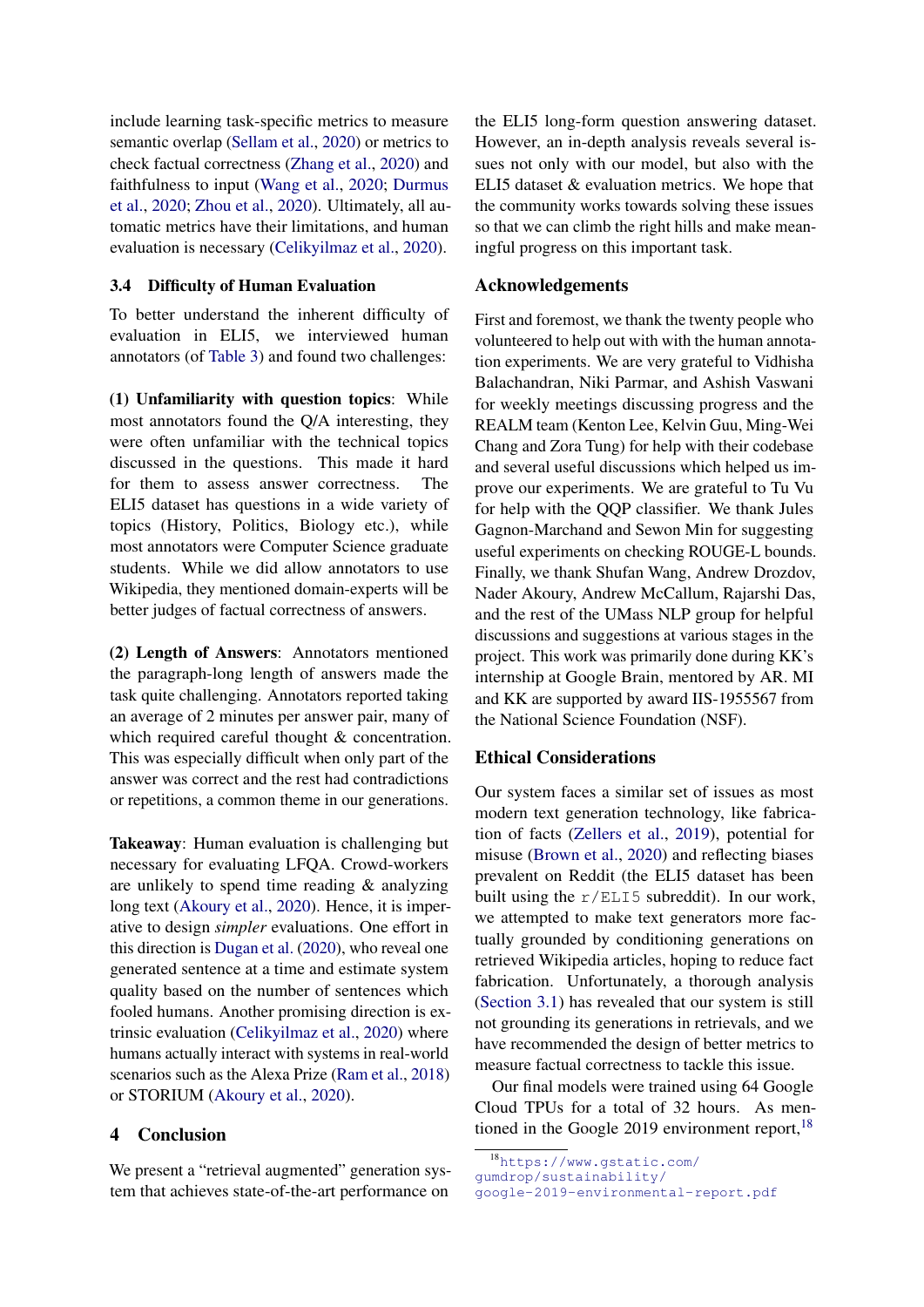include learning task-specific metrics to measure semantic overlap (Sellam et al., 2020) or metrics to check factual correctness (Zhang et al., 2020) and faithfulness to input (Wang et al., 2020; Durmus et al., 2020; Zhou et al., 2020). Ultimately, all automatic metrics have their limitations, and human evaluation is necessary (Celikyilmaz et al., 2020).

### 3.4 Difficulty of Human Evaluation

To better understand the inherent difficulty of evaluation in ELI5, we interviewed human annotators (of Table 3) and found two challenges:

**(1) Unfamiliarity with question topics**: While most annotators found the Q/A interesting, they were often unfamiliar with the technical topics discussed in the questions. This made it hard for them to assess answer correctness. The ELI5 dataset has questions in a wide variety of topics (History, Politics, Biology etc.), while most annotators were Computer Science graduate students. While we did allow annotators to use Wikipedia, they mentioned domain-experts will be better judges of factual correctness of answers.

**(2) Length of Answers**: Annotators mentioned the paragraph-long length of answers made the task quite challenging. Annotators reported taking an average of 2 minutes per answer pair, many of which required careful thought & concentration. This was especially difficult when only part of the answer was correct and the rest had contradictions or repetitions, a common theme in our generations.

**Takeaway**: Human evaluation is challenging but necessary for evaluating LFQA. Crowd-workers are unlikely to spend time reading & analyzing long text (Akoury et al., 2020). Hence, it is imperative to design *simpler* evaluations. One effort in this direction is Dugan et al. (2020), who reveal one generated sentence at a time and estimate system quality based on the number of sentences which fooled humans. Another promising direction is extrinsic evaluation (Celikyilmaz et al., 2020) where humans actually interact with systems in real-world scenarios such as the Alexa Prize (Ram et al., 2018) or STORIUM (Akoury et al., 2020).

## 4 Conclusion

We present a "retrieval augmented" generation system that achieves state-of-the-art performance on the ELI5 long-form question answering dataset. However, an in-depth analysis reveals several issues not only with our model, but also with the ELI5 dataset & evaluation metrics. We hope that the community works towards solving these issues so that we can climb the right hills and make meaningful progress on this important task.

## Acknowledgements

First and foremost, we thank the twenty people who volunteered to help out with with the human annotation experiments. We are very grateful to Vidhisha Balachandran, Niki Parmar, and Ashish Vaswani for weekly meetings discussing progress and the REALM team (Kenton Lee, Kelvin Guu, Ming-Wei Chang and Zora Tung) for help with their codebase and several useful discussions which helped us improve our experiments. We are grateful to Tu Vu for help with the QQP classifier. We thank Jules Gagnon-Marchand and Sewon Min for suggesting useful experiments on checking ROUGE-L bounds. Finally, we thank Shufan Wang, Andrew Drozdov, Nader Akoury, Andrew McCallum, Rajarshi Das, and the rest of the UMass NLP group for helpful discussions and suggestions at various stages in the project. This work was primarily done during KK's internship at Google Brain, mentored by AR. MI and KK are supported by award IIS-1955567 from the National Science Foundation (NSF).

## Ethical Considerations

Our system faces a similar set of issues as most modern text generation technology, like fabrication of facts (Zellers et al., 2019), potential for misuse (Brown et al., 2020) and reflecting biases prevalent on Reddit (the ELI5 dataset has been built using the r/ELI5 subreddit). In our work, we attempted to make text generators more factually grounded by conditioning generations on retrieved Wikipedia articles, hoping to reduce fact fabrication. Unfortunately, a thorough analysis (Section 3.1) has revealed that our system is still not grounding its generations in retrievals, and we have recommended the design of better metrics to measure factual correctness to tackle this issue.

Our final models were trained using 64 Google Cloud TPUs for a total of 32 hours. As mentioned in the Google 2019 environment report,[18]

[18] https://www.gstatic.com/gumdrop/sustainability/google-2019-environmental-report.pdf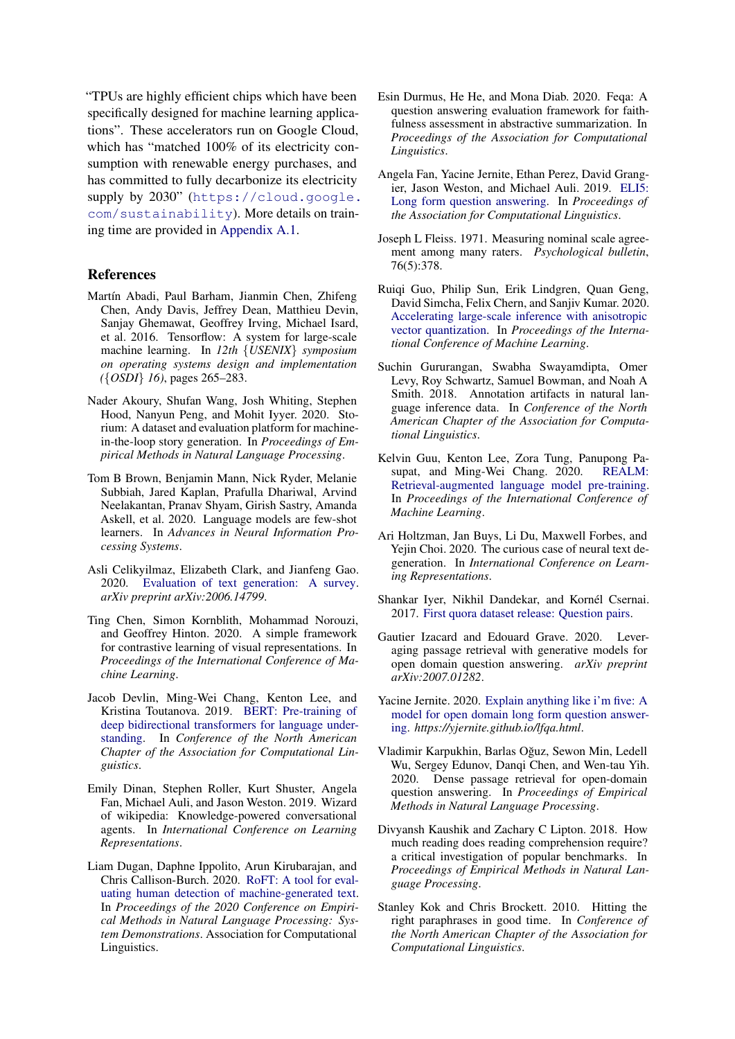"TPUs are highly efficient chips which have been specifically designed for machine learning applications". These accelerators run on Google Cloud, which has "matched 100% of its electricity consumption with renewable energy purchases, and has committed to fully decarbonize its electricity supply by 2030" (`https://cloud.google.com/sustainability`). More details on training time are provided in Appendix A.1.

## References

Martín Abadi, Paul Barham, Jianmin Chen, Zhifeng Chen, Andy Davis, Jeffrey Dean, Matthieu Devin, Sanjay Ghemawat, Geoffrey Irving, Michael Isard, et al. 2016. Tensorflow: A system for large-scale machine learning. In *12th {USENIX} symposium on operating systems design and implementation ({OSDI} 16)*, pages 265–283.

Nader Akoury, Shufan Wang, Josh Whiting, Stephen Hood, Nanyun Peng, and Mohit Iyyer. 2020. Storium: A dataset and evaluation platform for machine-in-the-loop story generation. In *Proceedings of Empirical Methods in Natural Language Processing*.

Tom B Brown, Benjamin Mann, Nick Ryder, Melanie Subbiah, Jared Kaplan, Prafulla Dhariwal, Arvind Neelakantan, Pranav Shyam, Girish Sastry, Amanda Askell, et al. 2020. Language models are few-shot learners. In *Advances in Neural Information Processing Systems*.

Asli Celikyilmaz, Elizabeth Clark, and Jianfeng Gao. 2020. Evaluation of text generation: A survey. *arXiv preprint arXiv:2006.14799*.

Ting Chen, Simon Kornblith, Mohammad Norouzi, and Geoffrey Hinton. 2020. A simple framework for contrastive learning of visual representations. In *Proceedings of the International Conference of Machine Learning*.

Jacob Devlin, Ming-Wei Chang, Kenton Lee, and Kristina Toutanova. 2019. BERT: Pre-training of deep bidirectional transformers for language understanding. In *Conference of the North American Chapter of the Association for Computational Linguistics*.

Emily Dinan, Stephen Roller, Kurt Shuster, Angela Fan, Michael Auli, and Jason Weston. 2019. Wizard of wikipedia: Knowledge-powered conversational agents. In *International Conference on Learning Representations*.

Liam Dugan, Daphne Ippolito, Arun Kirubarajan, and Chris Callison-Burch. 2020. RoFT: A tool for evaluating human detection of machine-generated text. In *Proceedings of the 2020 Conference on Empirical Methods in Natural Language Processing: System Demonstrations*. Association for Computational Linguistics.

Esin Durmus, He He, and Mona Diab. 2020. Feqa: A question answering evaluation framework for faithfulness assessment in abstractive summarization. In *Proceedings of the Association for Computational Linguistics*.

Angela Fan, Yacine Jernite, Ethan Perez, David Grangier, Jason Weston, and Michael Auli. 2019. ELI5: Long form question answering. In *Proceedings of the Association for Computational Linguistics*.

Joseph L Fleiss. 1971. Measuring nominal scale agreement among many raters. *Psychological bulletin*, 76(5):378.

Ruiqi Guo, Philip Sun, Erik Lindgren, Quan Geng, David Simcha, Felix Chern, and Sanjiv Kumar. 2020. Accelerating large-scale inference with anisotropic vector quantization. In *Proceedings of the International Conference of Machine Learning*.

Suchin Gururangan, Swabha Swayamdipta, Omer Levy, Roy Schwartz, Samuel Bowman, and Noah A Smith. 2018. Annotation artifacts in natural language inference data. In *Conference of the North American Chapter of the Association for Computational Linguistics*.

Kelvin Guu, Kenton Lee, Zora Tung, Panupong Pasupat, and Ming-Wei Chang. 2020. REALM: Retrieval-augmented language model pre-training. In *Proceedings of the International Conference of Machine Learning*.

Ari Holtzman, Jan Buys, Li Du, Maxwell Forbes, and Yejin Choi. 2020. The curious case of neural text degeneration. In *International Conference on Learning Representations*.

Shankar Iyer, Nikhil Dandekar, and Kornél Csernai. 2017. First quora dataset release: Question pairs.

Gautier Izacard and Edouard Grave. 2020. Leveraging passage retrieval with generative models for open domain question answering. *arXiv preprint arXiv:2007.01282*.

Yacine Jernite. 2020. Explain anything like i'm five: A model for open domain long form question answering. *https://yjernite.github.io/lfqa.html*.

Vladimir Karpukhin, Barlas Oğuz, Sewon Min, Ledell Wu, Sergey Edunov, Danqi Chen, and Wen-tau Yih. 2020. Dense passage retrieval for open-domain question answering. In *Proceedings of Empirical Methods in Natural Language Processing*.

Divyansh Kaushik and Zachary C Lipton. 2018. How much reading does reading comprehension require? a critical investigation of popular benchmarks. In *Proceedings of Empirical Methods in Natural Language Processing*.

Stanley Kok and Chris Brockett. 2010. Hitting the right paraphrases in good time. In *Conference of the North American Chapter of the Association for Computational Linguistics*.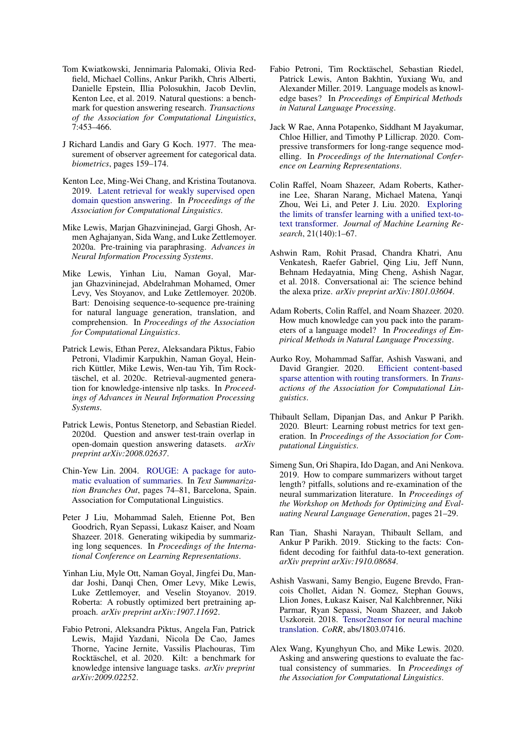Tom Kwiatkowski, Jennimaria Palomaki, Olivia Redfield, Michael Collins, Ankur Parikh, Chris Alberti, Danielle Epstein, Illia Polosukhin, Jacob Devlin, Kenton Lee, et al. 2019. Natural questions: a benchmark for question answering research. *Transactions of the Association for Computational Linguistics*, 7:453–466.

J Richard Landis and Gary G Koch. 1977. The measurement of observer agreement for categorical data. *biometrics*, pages 159–174.

Kenton Lee, Ming-Wei Chang, and Kristina Toutanova. 2019. Latent retrieval for weakly supervised open domain question answering. In *Proceedings of the Association for Computational Linguistics*.

Mike Lewis, Marjan Ghazvininejad, Gargi Ghosh, Armen Aghajanyan, Sida Wang, and Luke Zettlemoyer. 2020a. Pre-training via paraphrasing. *Advances in Neural Information Processing Systems*.

Mike Lewis, Yinhan Liu, Naman Goyal, Marjan Ghazvininejad, Abdelrahman Mohamed, Omer Levy, Ves Stoyanov, and Luke Zettlemoyer. 2020b. Bart: Denoising sequence-to-sequence pre-training for natural language generation, translation, and comprehension. In *Proceedings of the Association for Computational Linguistics*.

Patrick Lewis, Ethan Perez, Aleksandara Piktus, Fabio Petroni, Vladimir Karpukhin, Naman Goyal, Heinrich Küttler, Mike Lewis, Wen-tau Yih, Tim Rocktäschel, et al. 2020c. Retrieval-augmented generation for knowledge-intensive nlp tasks. In *Proceedings of Advances in Neural Information Processing Systems*.

Patrick Lewis, Pontus Stenetorp, and Sebastian Riedel. 2020d. Question and answer test-train overlap in open-domain question answering datasets. *arXiv preprint arXiv:2008.02637*.

Chin-Yew Lin. 2004. ROUGE: A package for automatic evaluation of summaries. In *Text Summarization Branches Out*, pages 74–81, Barcelona, Spain. Association for Computational Linguistics.

Peter J Liu, Mohammad Saleh, Etienne Pot, Ben Goodrich, Ryan Sepassi, Lukasz Kaiser, and Noam Shazeer. 2018. Generating wikipedia by summarizing long sequences. In *Proceedings of the International Conference on Learning Representations*.

Yinhan Liu, Myle Ott, Naman Goyal, Jingfei Du, Mandar Joshi, Danqi Chen, Omer Levy, Mike Lewis, Luke Zettlemoyer, and Veselin Stoyanov. 2019. Roberta: A robustly optimized bert pretraining approach. *arXiv preprint arXiv:1907.11692*.

Fabio Petroni, Aleksandra Piktus, Angela Fan, Patrick Lewis, Majid Yazdani, Nicola De Cao, James Thorne, Yacine Jernite, Vassilis Plachouras, Tim Rocktäschel, et al. 2020. Kilt: a benchmark for knowledge intensive language tasks. *arXiv preprint arXiv:2009.02252*.

Fabio Petroni, Tim Rocktäschel, Sebastian Riedel, Patrick Lewis, Anton Bakhtin, Yuxiang Wu, and Alexander Miller. 2019. Language models as knowledge bases? In *Proceedings of Empirical Methods in Natural Language Processing*.

Jack W Rae, Anna Potapenko, Siddhant M Jayakumar, Chloe Hillier, and Timothy P Lillicrap. 2020. Compressive transformers for long-range sequence modelling. In *Proceedings of the International Conference on Learning Representations*.

Colin Raffel, Noam Shazeer, Adam Roberts, Katherine Lee, Sharan Narang, Michael Matena, Yanqi Zhou, Wei Li, and Peter J. Liu. 2020. Exploring the limits of transfer learning with a unified text-to-text transformer. *Journal of Machine Learning Research*, 21(140):1–67.

Ashwin Ram, Rohit Prasad, Chandra Khatri, Anu Venkatesh, Raefer Gabriel, Qing Liu, Jeff Nunn, Behnam Hedayatnia, Ming Cheng, Ashish Nagar, et al. 2018. Conversational ai: The science behind the alexa prize. *arXiv preprint arXiv:1801.03604*.

Adam Roberts, Colin Raffel, and Noam Shazeer. 2020. How much knowledge can you pack into the parameters of a language model? In *Proceedings of Empirical Methods in Natural Language Processing*.

Aurko Roy, Mohammad Saffar, Ashish Vaswani, and David Grangier. 2020. Efficient content-based sparse attention with routing transformers. In *Transactions of the Association for Computational Linguistics*.

Thibault Sellam, Dipanjan Das, and Ankur P Parikh. 2020. Bleurt: Learning robust metrics for text generation. In *Proceedings of the Association for Computational Linguistics*.

Simeng Sun, Ori Shapira, Ido Dagan, and Ani Nenkova. 2019. How to compare summarizers without target length? pitfalls, solutions and re-examination of the neural summarization literature. In *Proceedings of the Workshop on Methods for Optimizing and Evaluating Neural Language Generation*, pages 21–29.

Ran Tian, Shashi Narayan, Thibault Sellam, and Ankur P Parikh. 2019. Sticking to the facts: Confident decoding for faithful data-to-text generation. *arXiv preprint arXiv:1910.08684*.

Ashish Vaswani, Samy Bengio, Eugene Brevdo, Francois Chollet, Aidan N. Gomez, Stephan Gouws, Llion Jones, Łukasz Kaiser, Nal Kalchbrenner, Niki Parmar, Ryan Sepassi, Noam Shazeer, and Jakob Uszkoreit. 2018. Tensor2tensor for neural machine translation. *CoRR*, abs/1803.07416.

Alex Wang, Kyunghyun Cho, and Mike Lewis. 2020. Asking and answering questions to evaluate the factual consistency of summaries. In *Proceedings of the Association for Computational Linguistics*.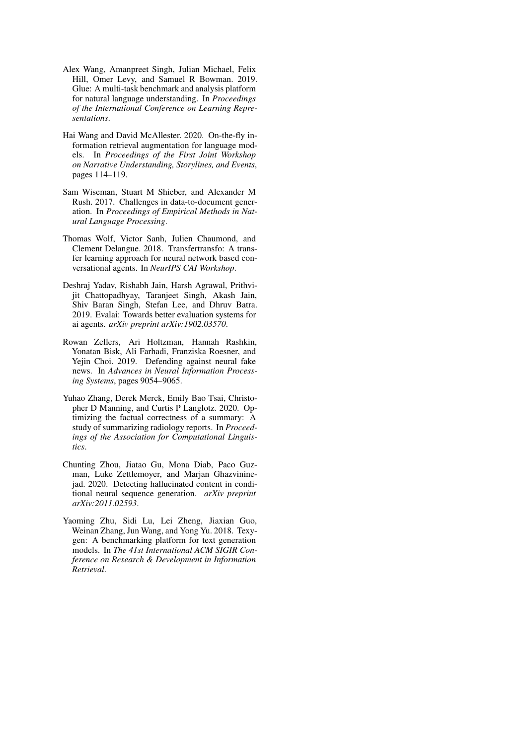Alex Wang, Amanpreet Singh, Julian Michael, Felix Hill, Omer Levy, and Samuel R Bowman. 2019. Glue: A multi-task benchmark and analysis platform for natural language understanding. In *Proceedings of the International Conference on Learning Representations*.

Hai Wang and David McAllester. 2020. On-the-fly information retrieval augmentation for language models. In *Proceedings of the First Joint Workshop on Narrative Understanding, Storylines, and Events*, pages 114–119.

Sam Wiseman, Stuart M Shieber, and Alexander M Rush. 2017. Challenges in data-to-document generation. In *Proceedings of Empirical Methods in Natural Language Processing*.

Thomas Wolf, Victor Sanh, Julien Chaumond, and Clement Delangue. 2018. Transfertransfo: A transfer learning approach for neural network based conversational agents. In *NeurIPS CAI Workshop*.

Deshraj Yadav, Rishabh Jain, Harsh Agrawal, Prithvijit Chattopadhyay, Taranjeet Singh, Akash Jain, Shiv Baran Singh, Stefan Lee, and Dhruv Batra. 2019. Evalai: Towards better evaluation systems for ai agents. *arXiv preprint arXiv:1902.03570*.

Rowan Zellers, Ari Holtzman, Hannah Rashkin, Yonatan Bisk, Ali Farhadi, Franziska Roesner, and Yejin Choi. 2019. Defending against neural fake news. In *Advances in Neural Information Processing Systems*, pages 9054–9065.

Yuhao Zhang, Derek Merck, Emily Bao Tsai, Christopher D Manning, and Curtis P Langlotz. 2020. Optimizing the factual correctness of a summary: A study of summarizing radiology reports. In *Proceedings of the Association for Computational Linguistics*.

Chunting Zhou, Jiatao Gu, Mona Diab, Paco Guzman, Luke Zettlemoyer, and Marjan Ghazvininejad. 2020. Detecting hallucinated content in conditional neural sequence generation. *arXiv preprint arXiv:2011.02593*.

Yaoming Zhu, Sidi Lu, Lei Zheng, Jiaxian Guo, Weinan Zhang, Jun Wang, and Yong Yu. 2018. Texygen: A benchmarking platform for text generation models. In *The 41st International ACM SIGIR Conference on Research & Development in Information Retrieval*.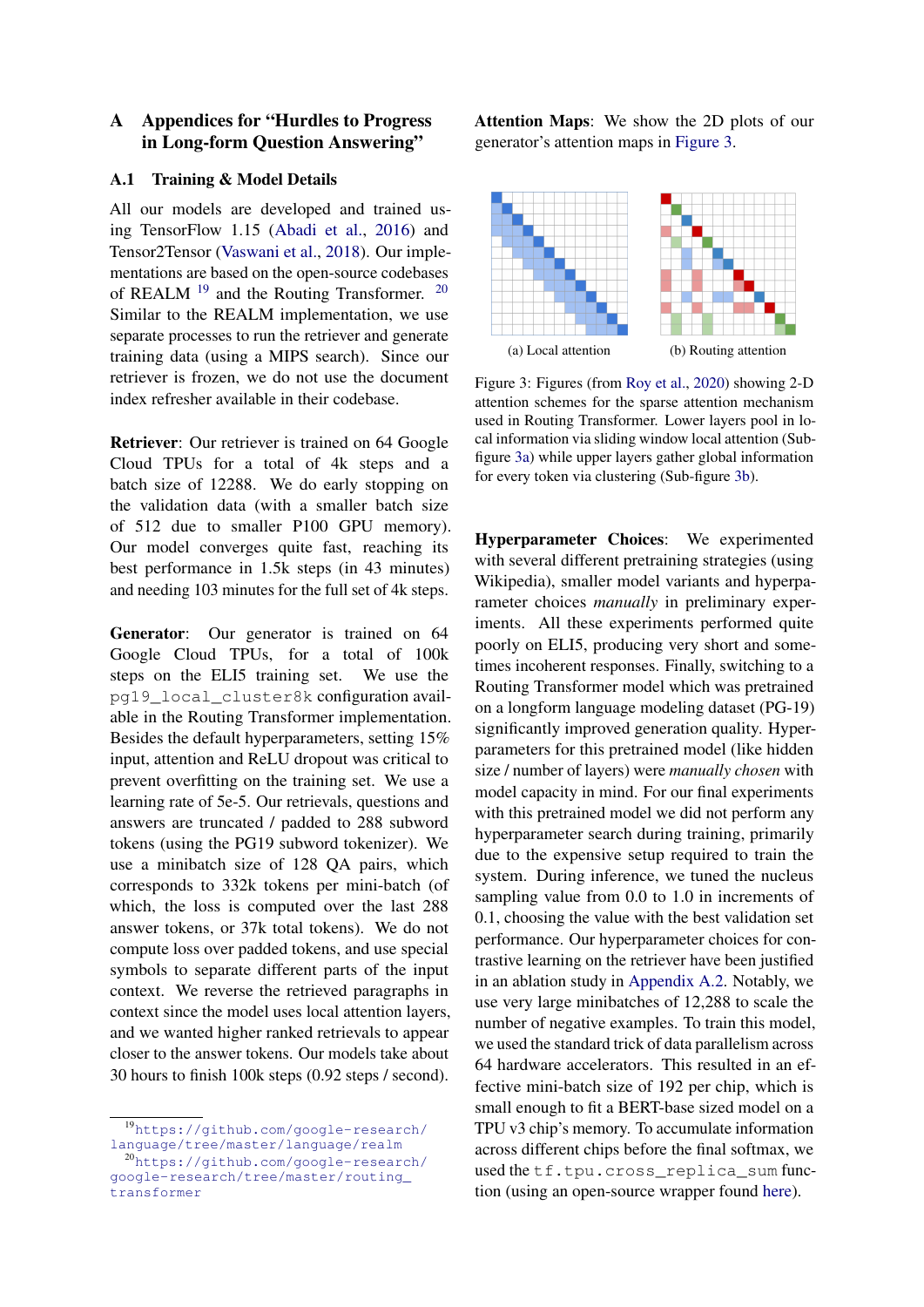# A Appendices for "Hurdles to Progress in Long-form Question Answering"

## A.1 Training & Model Details

All our models are developed and trained using TensorFlow 1.15 (Abadi et al., 2016) and Tensor2Tensor (Vaswani et al., 2018). Our implementations are based on the open-source codebases of REALM [19] and the Routing Transformer. [20] Similar to the REALM implementation, we use separate processes to run the retriever and generate training data (using a MIPS search). Since our retriever is frozen, we do not use the document index refresher available in their codebase.

**Retriever**: Our retriever is trained on 64 Google Cloud TPUs for a total of 4k steps and a batch size of 12288. We do early stopping on the validation data (with a smaller batch size of 512 due to smaller P100 GPU memory). Our model converges quite fast, reaching its best performance in 1.5k steps (in 43 minutes) and needing 103 minutes for the full set of 4k steps.

**Generator**: Our generator is trained on 64 Google Cloud TPUs, for a total of 100k steps on the ELI5 training set. We use the `pg19_local_cluster8k` configuration available in the Routing Transformer implementation. Besides the default hyperparameters, setting 15% input, attention and ReLU dropout was critical to prevent overfitting on the training set. We use a learning rate of 5e-5. Our retrievals, questions and answers are truncated / padded to 288 subword tokens (using the PG19 subword tokenizer). We use a minibatch size of 128 QA pairs, which corresponds to 332k tokens per mini-batch (of which, the loss is computed over the last 288 answer tokens, or 37k total tokens). We do not compute loss over padded tokens, and use special symbols to separate different parts of the input context. We reverse the retrieved paragraphs in context since the model uses local attention layers, and we wanted higher ranked retrievals to appear closer to the answer tokens. Our models take about 30 hours to finish 100k steps (0.92 steps / second).

[19] https://github.com/google-research/language/tree/master/language/realm

[20] https://github.com/google-research/google-research/tree/master/routing_transformer

**Attention Maps**: We show the 2D plots of our generator's attention maps in Figure 3.

(a) Local attention (b) Routing attention

Figure 3: Figures (from Roy et al., 2020) showing 2-D attention schemes for the sparse attention mechanism used in Routing Transformer. Lower layers pool in local information via sliding window local attention (Sub-figure 3a) while upper layers gather global information for every token via clustering (Sub-figure 3b).

**Hyperparameter Choices**: We experimented with several different pretraining strategies (using Wikipedia), smaller model variants and hyperparameter choices *manually* in preliminary experiments. All these experiments performed quite poorly on ELI5, producing very short and sometimes incoherent responses. Finally, switching to a Routing Transformer model which was pretrained on a longform language modeling dataset (PG-19) significantly improved generation quality. Hyperparameters for this pretrained model (like hidden size / number of layers) were *manually chosen* with model capacity in mind. For our final experiments with this pretrained model we did not perform any hyperparameter search during training, primarily due to the expensive setup required to train the system. During inference, we tuned the nucleus sampling value from 0.0 to 1.0 in increments of 0.1, choosing the value with the best validation set performance. Our hyperparameter choices for contrastive learning on the retriever have been justified in an ablation study in Appendix A.2. Notably, we use very large minibatches of 12,288 to scale the number of negative examples. To train this model, we used the standard trick of data parallelism across 64 hardware accelerators. This resulted in an effective mini-batch size of 192 per chip, which is small enough to fit a BERT-base sized model on a TPU v3 chip's memory. To accumulate information across different chips before the final softmax, we used the `tf.tpu.cross_replica_sum` function (using an open-source wrapper found here).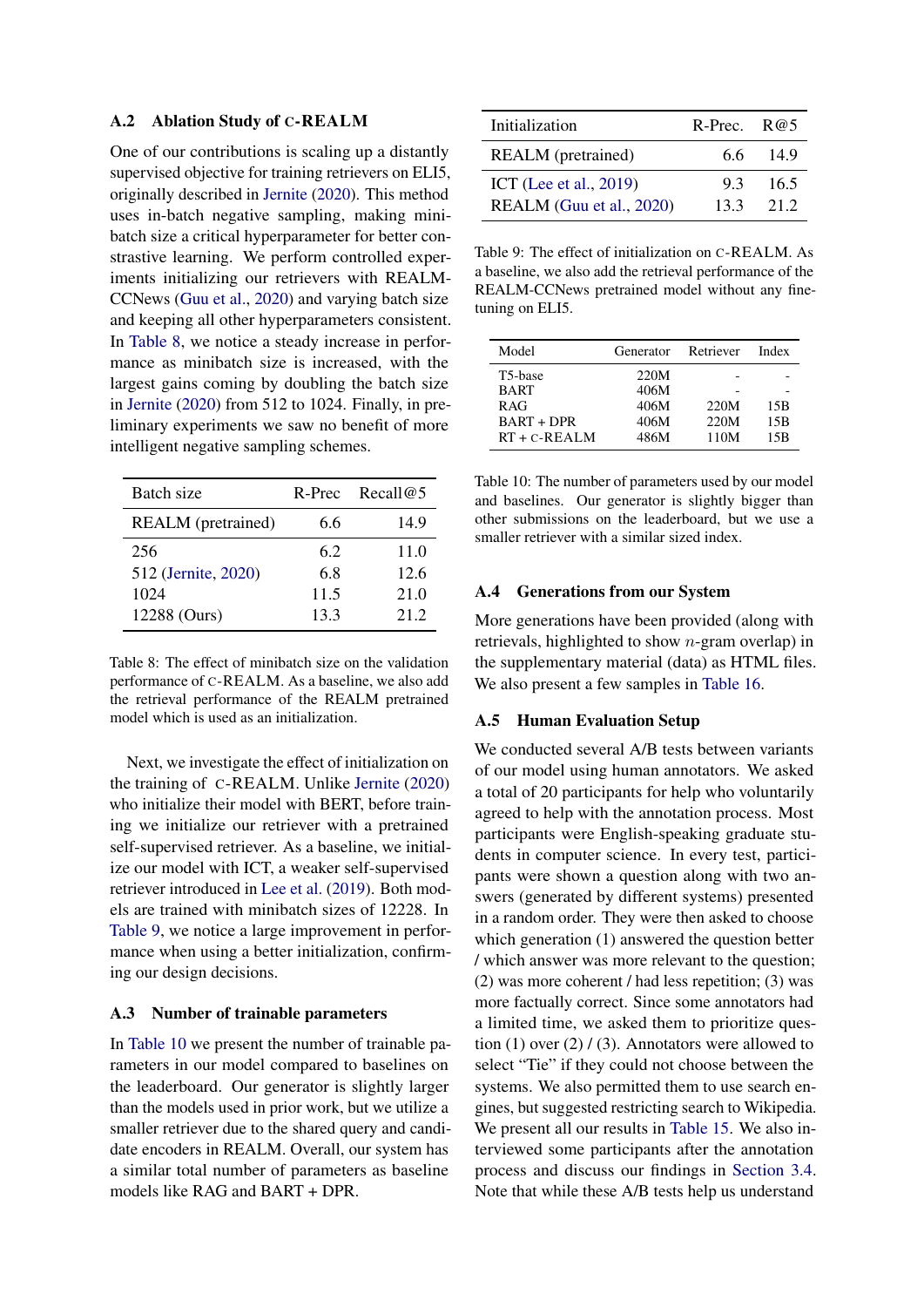### A.2 Ablation Study of c-REALM

One of our contributions is scaling up a distantly supervised objective for training retrievers on ELI5, originally described in Jernite (2020). This method uses in-batch negative sampling, making minibatch size a critical hyperparameter for better constrastive learning. We perform controlled experiments initializing our retrievers with REALM-CCNews (Guu et al., 2020) and varying batch size and keeping all other hyperparameters consistent. In Table 8, we notice a steady increase in performance as minibatch size is increased, with the largest gains coming by doubling the batch size in Jernite (2020) from 512 to 1024. Finally, in preliminary experiments we saw no benefit of more intelligent negative sampling schemes.

| Batch size | R-Prec | Recall@5 |
|---|---|---|
| REALM (pretrained) | 6.6 | 14.9 |
| 256 | 6.2 | 11.0 |
| 512 (Jernite, 2020) | 6.8 | 12.6 |
| 1024 | 11.5 | 21.0 |
| 12288 (Ours) | 13.3 | 21.2 |

Table 8: The effect of minibatch size on the validation performance of c-REALM. As a baseline, we also add the retrieval performance of the REALM pretrained model which is used as an initialization.

Next, we investigate the effect of initialization on the training of c-REALM. Unlike Jernite (2020) who initialize their model with BERT, before training we initialize our retriever with a pretrained self-supervised retriever. As a baseline, we initialize our model with ICT, a weaker self-supervised retriever introduced in Lee et al. (2019). Both models are trained with minibatch sizes of 12228. In Table 9, we notice a large improvement in performance when using a better initialization, confirming our design decisions.

| Initialization | R-Prec. | R@5 |
|---|---|---|
| REALM (pretrained) | 6.6 | 14.9 |
| ICT (Lee et al., 2019) | 9.3 | 16.5 |
| REALM (Guu et al., 2020) | 13.3 | 21.2 |

Table 9: The effect of initialization on c-REALM. As a baseline, we also add the retrieval performance of the REALM-CCNews pretrained model without any finetuning on ELI5.

### A.3 Number of trainable parameters

In Table 10 we present the number of trainable parameters in our model compared to baselines on the leaderboard. Our generator is slightly larger than the models used in prior work, but we utilize a smaller retriever due to the shared query and candidate encoders in REALM. Overall, our system has a similar total number of parameters as baseline models like RAG and BART + DPR.

| Model | Generator | Retriever | Index |
|---|---|---|---|
| T5-base | 220M | - | - |
| BART | 406M | - | - |
| RAG | 406M | 220M | 15B |
| BART + DPR | 406M | 220M | 15B |
| RT + c-REALM | 486M | 110M | 15B |

Table 10: The number of parameters used by our model and baselines. Our generator is slightly bigger than other submissions on the leaderboard, but we use a smaller retriever with a similar sized index.

### A.4 Generations from our System

More generations have been provided (along with retrievals, highlighted to show $n$-gram overlap) in the supplementary material (data) as HTML files. We also present a few samples in Table 16.

### A.5 Human Evaluation Setup

We conducted several A/B tests between variants of our model using human annotators. We asked a total of 20 participants for help who voluntarily agreed to help with the annotation process. Most participants were English-speaking graduate students in computer science. In every test, participants were shown a question along with two answers (generated by different systems) presented in a random order. They were then asked to choose which generation (1) answered the question better / which answer was more relevant to the question; (2) was more coherent / had less repetition; (3) was more factually correct. Since some annotators had a limited time, we asked them to prioritize question (1) over (2) / (3). Annotators were allowed to select "Tie" if they could not choose between the systems. We also permitted them to use search engines, but suggested restricting search to Wikipedia. We present all our results in Table 15. We also interviewed some participants after the annotation process and discuss our findings in Section 3.4. Note that while these A/B tests help us understand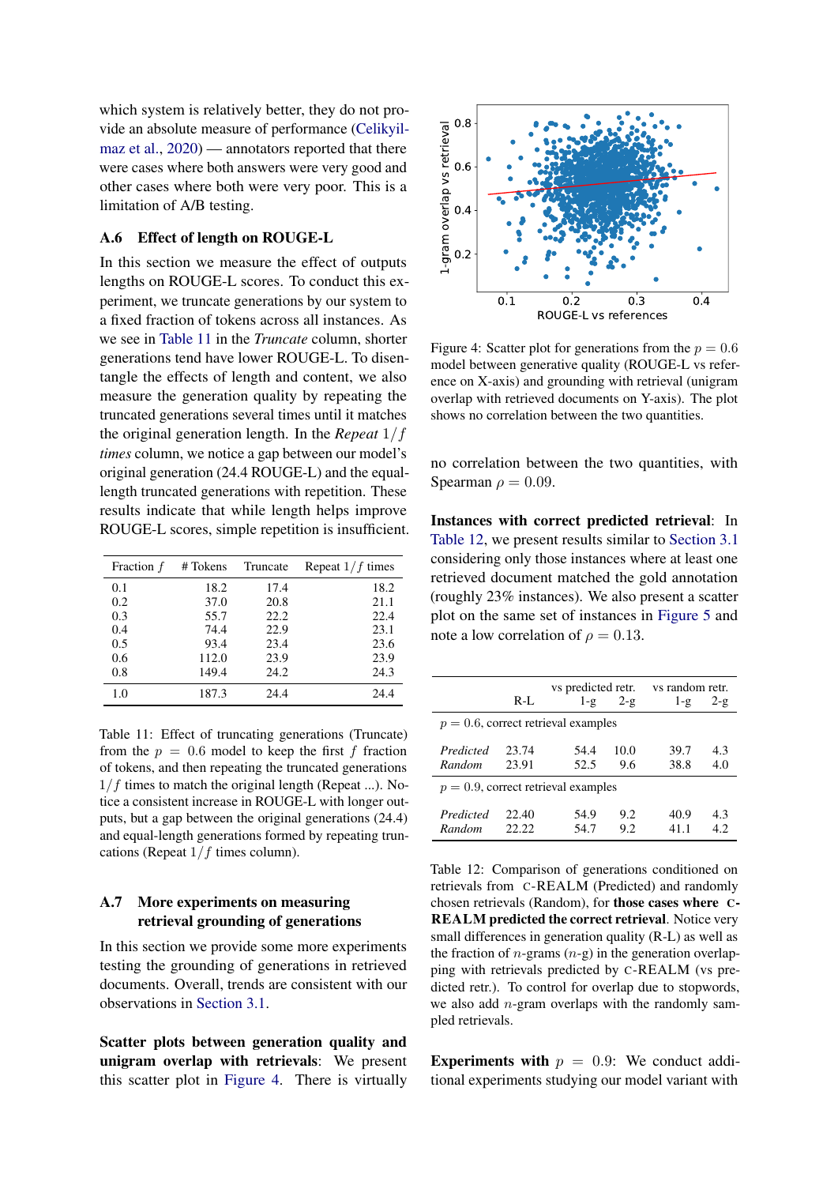which system is relatively better, they do not provide an absolute measure of performance (Celikyilmaz et al., 2020) — annotators reported that there were cases where both answers were very good and other cases where both were very poor. This is a limitation of A/B testing.

### A.6 Effect of length on ROUGE-L

In this section we measure the effect of outputs lengths on ROUGE-L scores. To conduct this experiment, we truncate generations by our system to a fixed fraction of tokens across all instances. As we see in Table 11 in the *Truncate* column, shorter generations tend have lower ROUGE-L. To disentangle the effects of length and content, we also measure the generation quality by repeating the truncated generations several times until it matches the original generation length. In the *Repeat* $1/f$ *times* column, we notice a gap between our model's original generation (24.4 ROUGE-L) and the equal-length truncated generations with repetition. These results indicate that while length helps improve ROUGE-L scores, simple repetition is insufficient.

| Fraction $f$ | # Tokens | Truncate | Repeat $1/f$ times |
|---|---|---|---|
| 0.1 | 18.2 | 17.4 | 18.2 |
| 0.2 | 37.0 | 20.8 | 21.1 |
| 0.3 | 55.7 | 22.2 | 22.4 |
| 0.4 | 74.4 | 22.9 | 23.1 |
| 0.5 | 93.4 | 23.4 | 23.6 |
| 0.6 | 112.0 | 23.9 | 23.9 |
| 0.8 | 149.4 | 24.2 | 24.3 |
| 1.0 | 187.3 | 24.4 | 24.4 |

Table 11: Effect of truncating generations (Truncate) from the $p = 0.6$ model to keep the first $f$ fraction of tokens, and then repeating the truncated generations $1/f$ times to match the original length (Repeat ...). Notice a consistent increase in ROUGE-L with longer outputs, but a gap between the original generations (24.4) and equal-length generations formed by repeating truncations (Repeat $1/f$ times column).

### A.7 More experiments on measuring retrieval grounding of generations

In this section we provide some more experiments testing the grounding of generations in retrieved documents. Overall, trends are consistent with our observations in Section 3.1.

**Scatter plots between generation quality and unigram overlap with retrievals**: We present this scatter plot in Figure 4. There is virtually no correlation between the two quantities, with Spearman $\rho = 0.09$.

Figure 4: Scatter plot for generations from the $p = 0.6$ model between generative quality (ROUGE-L vs reference on X-axis) and grounding with retrieval (unigram overlap with retrieved documents on Y-axis). The plot shows no correlation between the two quantities.

**Instances with correct predicted retrieval**: In Table 12, we present results similar to Section 3.1 considering only those instances where at least one retrieved document matched the gold annotation (roughly 23% instances). We also present a scatter plot on the same set of instances in Figure 5 and note a low correlation of $\rho = 0.13$.

| | R-L | vs predicted retr. 1-g | vs predicted retr. 2-g | vs random retr. 1-g | vs random retr. 2-g |
|---|---|---|---|---|---|
| $p = 0.6$, correct retrieval examples | | | | | |
| *Predicted* | 23.74 | 54.4 | 10.0 | 39.7 | 4.3 |
| *Random* | 23.91 | 52.5 | 9.6 | 38.8 | 4.0 |
| $p = 0.9$, correct retrieval examples | | | | | |
| *Predicted* | 22.40 | 54.9 | 9.2 | 40.9 | 4.3 |
| *Random* | 22.22 | 54.7 | 9.2 | 41.1 | 4.2 |

Table 12: Comparison of generations conditioned on retrievals from C-REALM (Predicted) and randomly chosen retrievals (Random), for **those cases where C-REALM predicted the correct retrieval**. Notice very small differences in generation quality (R-L) as well as the fraction of $n$-grams ($n$-g) in the generation overlapping with retrievals predicted by C-REALM (vs predicted retr.). To control for overlap due to stopwords, we also add $n$-gram overlaps with the randomly sampled retrievals.

**Experiments with $p = 0.9$**: We conduct additional experiments studying our model variant with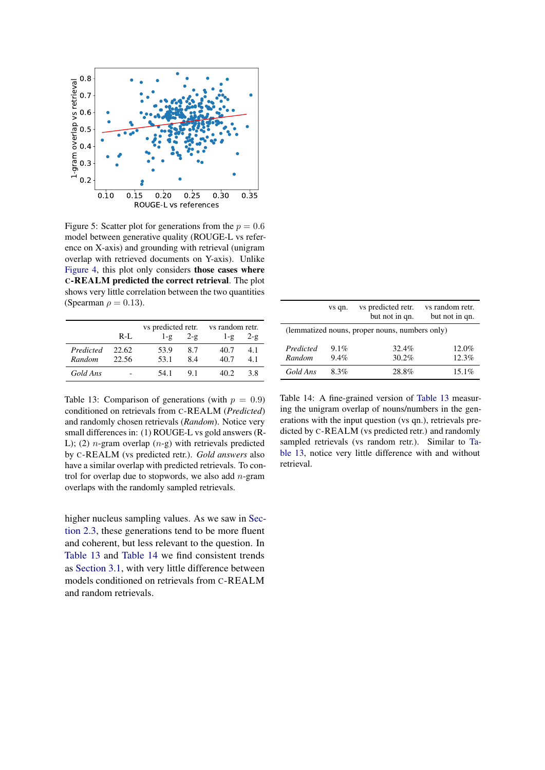Figure 5: Scatter plot for generations from the $p = 0.6$ model between generative quality (ROUGE-L vs reference on X-axis) and grounding with retrieval (unigram overlap with retrieved documents on Y-axis). Unlike Figure 4, this plot only considers **those cases where C-REALM predicted the correct retrieval**. The plot shows very little correlation between the two quantities (Spearman $\rho = 0.13$).

| | R-L | vs predicted retr. | | vs random retr. | |
|---|---|---|---|---|---|
| | | 1-g | 2-g | 1-g | 2-g |
| *Predicted* | 22.62 | 53.9 | 8.7 | 40.7 | 4.1 |
| *Random* | 22.56 | 53.1 | 8.4 | 40.7 | 4.1 |
| *Gold Ans* | - | 54.1 | 9.1 | 40.2 | 3.8 |

Table 13: Comparison of generations (with $p = 0.9$) conditioned on retrievals from C-REALM (*Predicted*) and randomly chosen retrievals (*Random*). Notice very small differences in: (1) ROUGE-L vs gold answers (R-L); (2) $n$-gram overlap ($n$-g) with retrievals predicted by C-REALM (vs predicted retr.). *Gold answers* also have a similar overlap with predicted retrievals. To control for overlap due to stopwords, we also add $n$-gram overlaps with the randomly sampled retrievals.

higher nucleus sampling values. As we saw in Section 2.3, these generations tend to be more fluent and coherent, but less relevant to the question. In Table 13 and Table 14 we find consistent trends as Section 3.1, with very little difference between models conditioned on retrievals from C-REALM and random retrievals.

| | vs qn. | vs predicted retr. but not in qn. | vs random retr. but not in qn. |
|---|---|---|---|
| (lemmatized nouns, proper nouns, numbers only) | | | |
| *Predicted* | 9.1% | 32.4% | 12.0% |
| *Random* | 9.4% | 30.2% | 12.3% |
| *Gold Ans* | 8.3% | 28.8% | 15.1% |

Table 14: A fine-grained version of Table 13 measuring the unigram overlap of nouns/numbers in the generations with the input question (vs qn.), retrievals predicted by C-REALM (vs predicted retr.) and randomly sampled retrievals (vs random retr.). Similar to Table 13, notice very little difference with and without retrieval.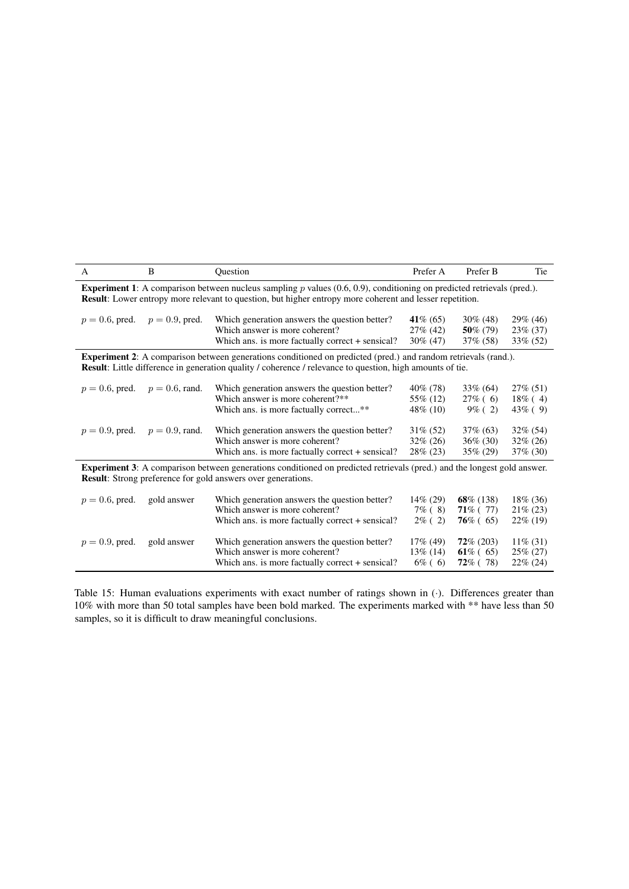| A | B | Question | Prefer A | Prefer B | Tie |
|---|---|---|---|---|---|
| **Experiment 1**: A comparison between nucleus sampling $p$ values (0.6, 0.9), conditioning on predicted retrievals (pred.). **Result**: Lower entropy more relevant to question, but higher entropy more coherent and lesser repetition. | | | | | |
| $p = 0.6$, pred. | $p = 0.9$, pred. | Which generation answers the question better? | **41**% (65) | 30% (48) | 29% (46) |
| | | Which answer is more coherent? | 27% (42) | **50**% (79) | 23% (37) |
| | | Which ans. is more factually correct + sensical? | 30% (47) | 37% (58) | 33% (52) |
| **Experiment 2**: A comparison between generations conditioned on predicted (pred.) and random retrievals (rand.). **Result**: Little difference in generation quality / coherence / relevance to question, high amounts of tie. | | | | | |
| $p = 0.6$, pred. | $p = 0.6$, rand. | Which generation answers the question better? | 40% (78) | 33% (64) | 27% (51) |
| | | Which answer is more coherent?** | 55% (12) | 27% ( 6) | 18% ( 4) |
| | | Which ans. is more factually correct...** | 48% (10) | 9% ( 2) | 43% ( 9) |
| $p = 0.9$, pred. | $p = 0.9$, rand. | Which generation answers the question better? | 31% (52) | 37% (63) | 32% (54) |
| | | Which answer is more coherent? | 32% (26) | 36% (30) | 32% (26) |
| | | Which ans. is more factually correct + sensical? | 28% (23) | 35% (29) | 37% (30) |
| **Experiment 3**: A comparison between generations conditioned on predicted retrievals (pred.) and the longest gold answer. **Result**: Strong preference for gold answers over generations. | | | | | |
| $p = 0.6$, pred. | gold answer | Which generation answers the question better? | 14% (29) | **68**% (138) | 18% (36) |
| | | Which answer is more coherent? | 7% ( 8) | **71**% ( 77) | 21% (23) |
| | | Which ans. is more factually correct + sensical? | 2% ( 2) | **76**% ( 65) | 22% (19) |
| $p = 0.9$, pred. | gold answer | Which generation answers the question better? | 17% (49) | **72**% (203) | 11% (31) |
| | | Which answer is more coherent? | 13% (14) | **61**% ( 65) | 25% (27) |
| | | Which ans. is more factually correct + sensical? | 6% ( 6) | **72**% ( 78) | 22% (24) |

Table 15: Human evaluations experiments with exact number of ratings shown in $(\cdot)$. Differences greater than 10% with more than 50 total samples have been bold marked. The experiments marked with ** have less than 50 samples, so it is difficult to draw meaningful conclusions.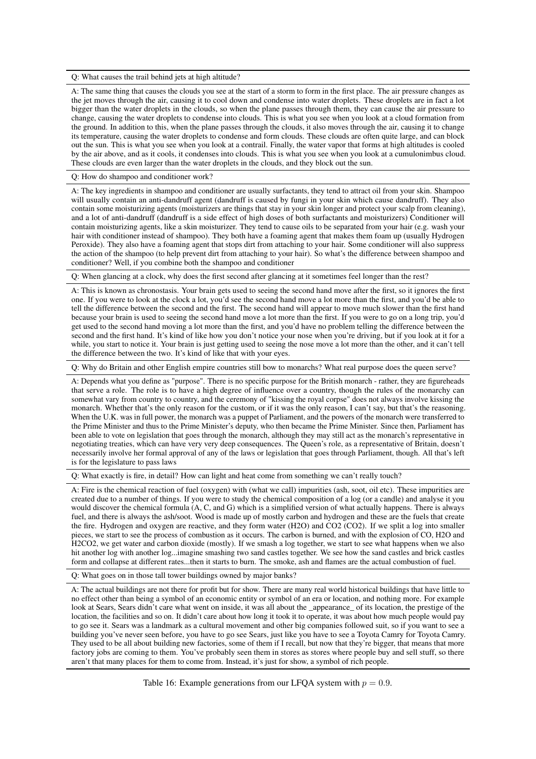| |
|---|
| Q: What causes the trail behind jets at high altitude? |
| A: The same thing that causes the clouds you see at the start of a storm to form in the first place. The air pressure changes as the jet moves through the air, causing it to cool down and condense into water droplets. These droplets are in fact a lot bigger than the water droplets in the clouds, so when the plane passes through them, they can cause the air pressure to change, causing the water droplets to condense into clouds. This is what you see when you look at a cloud formation from the ground. In addition to this, when the plane passes through the clouds, it also moves through the air, causing it to change its temperature, causing the water droplets to condense and form clouds. These clouds are often quite large, and can block out the sun. This is what you see when you look at a contrail. Finally, the water vapor that forms at high altitudes is cooled by the air above, and as it cools, it condenses into clouds. This is what you see when you look at a cumulonimbus cloud. These clouds are even larger than the water droplets in the clouds, and they block out the sun. |
| Q: How do shampoo and conditioner work? |
| A: The key ingredients in shampoo and conditioner are usually surfactants, they tend to attract oil from your skin. Shampoo will usually contain an anti-dandruff agent (dandruff is caused by fungi in your skin which cause dandruff). They also contain some moisturizing agents (moisturizers are things that stay in your skin longer and protect your scalp from cleaning), and a lot of anti-dandruff (dandruff is a side effect of high doses of both surfactants and moisturizers) Conditioner will contain moisturizing agents, like a skin moisturizer. They tend to cause oils to be separated from your hair (e.g. wash your hair with conditioner instead of shampoo). They both have a foaming agent that makes them foam up (usually Hydrogen Peroxide). They also have a foaming agent that stops dirt from attaching to your hair. Some conditioner will also suppress the action of the shampoo (to help prevent dirt from attaching to your hair). So what's the difference between shampoo and conditioner? Well, if you combine both the shampoo and conditioner |
| Q: When glancing at a clock, why does the first second after glancing at it sometimes feel longer than the rest? |
| A: This is known as chronostasis. Your brain gets used to seeing the second hand move after the first, so it ignores the first one. If you were to look at the clock a lot, you'd see the second hand move a lot more than the first, and you'd be able to tell the difference between the second and the first. The second hand will appear to move much slower than the first hand because your brain is used to seeing the second hand move a lot more than the first. If you were to go on a long trip, you'd get used to the second hand moving a lot more than the first, and you'd have no problem telling the difference between the second and the first hand. It's kind of like how you don't notice your nose when you're driving, but if you look at it for a while, you start to notice it. Your brain is just getting used to seeing the nose move a lot more than the other, and it can't tell the difference between the two. It's kind of like that with your eyes. |
| Q: Why do Britain and other English empire countries still bow to monarchs? What real purpose does the queen serve? |
| A: Depends what you define as "purpose". There is no specific purpose for the British monarch - rather, they are figureheads that serve a role. The role is to have a high degree of influence over a country, though the rules of the monarchy can somewhat vary from country to country, and the ceremony of "kissing the royal corpse" does not always involve kissing the monarch. Whether that's the only reason for the custom, or if it was the only reason, I can't say, but that's the reasoning. When the U.K. was in full power, the monarch was a puppet of Parliament, and the powers of the monarch were transferred to the Prime Minister and thus to the Prime Minister's deputy, who then became the Prime Minister. Since then, Parliament has been able to vote on legislation that goes through the monarch, although they may still act as the monarch's representative in negotiating treaties, which can have very very deep consequences. The Queen's role, as a representative of Britain, doesn't necessarily involve her formal approval of any of the laws or legislation that goes through Parliament, though. All that's left is for the legislature to pass laws |
| Q: What exactly is fire, in detail? How can light and heat come from something we can't really touch? |
| A: Fire is the chemical reaction of fuel (oxygen) with (what we call) impurities (ash, soot, oil etc). These impurities are created due to a number of things. If you were to study the chemical composition of a log (or a candle) and analyse it you would discover the chemical formula (A, C, and G) which is a simplified version of what actually happens. There is always fuel, and there is always the ash/soot. Wood is made up of mostly carbon and hydrogen and these are the fuels that create the fire. Hydrogen and oxygen are reactive, and they form water (H2O) and CO2 (CO2). If we split a log into smaller pieces, we start to see the process of combustion as it occurs. The carbon is burned, and with the explosion of CO, H2O and H2CO2, we get water and carbon dioxide (mostly). If we smash a log together, we start to see what happens when we also hit another log with another log...imagine smashing two sand castles together. We see how the sand castles and brick castles form and collapse at different rates...then it starts to burn. The smoke, ash and flames are the actual combustion of fuel. |
| Q: What goes on in those tall tower buildings owned by major banks? |
| A: The actual buildings are not there for profit but for show. There are many real world historical buildings that have little to no effect other than being a symbol of an economic entity or symbol of an era or location, and nothing more. For example look at Sears, Sears didn't care what went on inside, it was all about the _appearance_ of its location, the prestige of the location, the facilities and so on. It didn't care about how long it took it to operate, it was about how much people would pay to go see it. Sears was a landmark as a cultural movement and other big companies followed suit, so if you want to see a building you've never seen before, you have to go see Sears, just like you have to see a Toyota Camry for Toyota Camry. They used to be all about building new factories, some of them if I recall, but now that they're bigger, that means that more factory jobs are coming to them. You've probably seen them in stores as stores where people buy and sell stuff, so there aren't that many places for them to come from. Instead, it's just for show, a symbol of rich people. |

Table 16: Example generations from our LFQA system with $p = 0.9$.